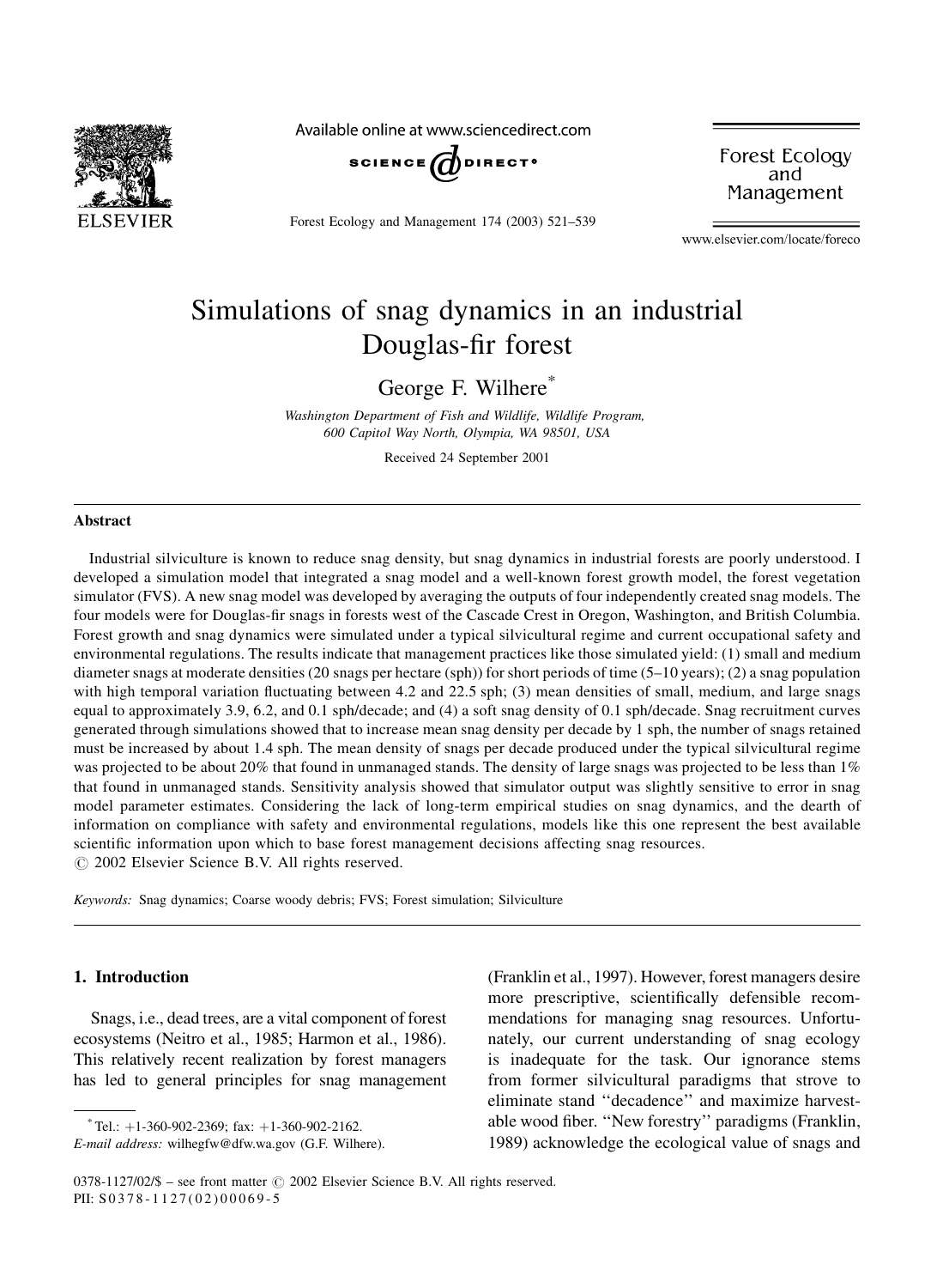# Simulations of snag dynamics in an industrial Douglas-fir forest

George F. Wilhere*

*Washington Department of Fish and Wildlife, Wildlife Program, 600 Capitol Way North, Olympia, WA 98501, USA*

Received 24 September 2001

## Abstract

Industrial silviculture is known to reduce snag density, but snag dynamics in industrial forests are poorly understood. I developed a simulation model that integrated a snag model and a well-known forest growth model, the forest vegetation simulator (FVS). A new snag model was developed by averaging the outputs of four independently created snag models. The four models were for Douglas-fir snags in forests west of the Cascade Crest in Oregon, Washington, and British Columbia. Forest growth and snag dynamics were simulated under a typical silvicultural regime and current occupational safety and environmental regulations. The results indicate that management practices like those simulated yield: (1) small and medium diameter snags at moderate densities (20 snags per hectare (sph)) for short periods of time (5–10 years); (2) a snag population with high temporal variation fluctuating between 4.2 and 22.5 sph; (3) mean densities of small, medium, and large snags equal to approximately 3.9, 6.2, and 0.1 sph/decade; and (4) a soft snag density of 0.1 sph/decade. Snag recruitment curves generated through simulations showed that to increase mean snag density per decade by 1 sph, the number of snags retained must be increased by about 1.4 sph. The mean density of snags per decade produced under the typical silvicultural regime was projected to be about 20% that found in unmanaged stands. The density of large snags was projected to be less than 1% that found in unmanaged stands. Sensitivity analysis showed that simulator output was slightly sensitive to error in snag model parameter estimates. Considering the lack of long-term empirical studies on snag dynamics, and the dearth of information on compliance with safety and environmental regulations, models like this one represent the best available scientific information upon which to base forest management decisions affecting snag resources.

© 2002 Elsevier Science B.V. All rights reserved.

*Keywords:* Snag dynamics; Coarse woody debris; FVS; Forest simulation; Silviculture

## 1. Introduction

Snags, i.e., dead trees, are a vital component of forest ecosystems (Neitro et al., 1985; Harmon et al., 1986). This relatively recent realization by forest managers has led to general principles for snag management (Franklin et al., 1997). However, forest managers desire more prescriptive, scientifically defensible recommendations for managing snag resources. Unfortunately, our current understanding of snag ecology is inadequate for the task. Our ignorance stems from former silvicultural paradigms that strove to eliminate stand ''decadence'' and maximize harvestable wood fiber. ''New forestry'' paradigms (Franklin, 1989) acknowledge the ecological value of snags and

* Tel.: +1-360-902-2369; fax: +1-360-902-2162.
*E-mail address:* wilhegfw@dfw.wa.gov (G.F. Wilhere).

0378-1127/02/$ – see front matter © 2002 Elsevier Science B.V. All rights reserved.
PII: S0378-1127(02)00069-5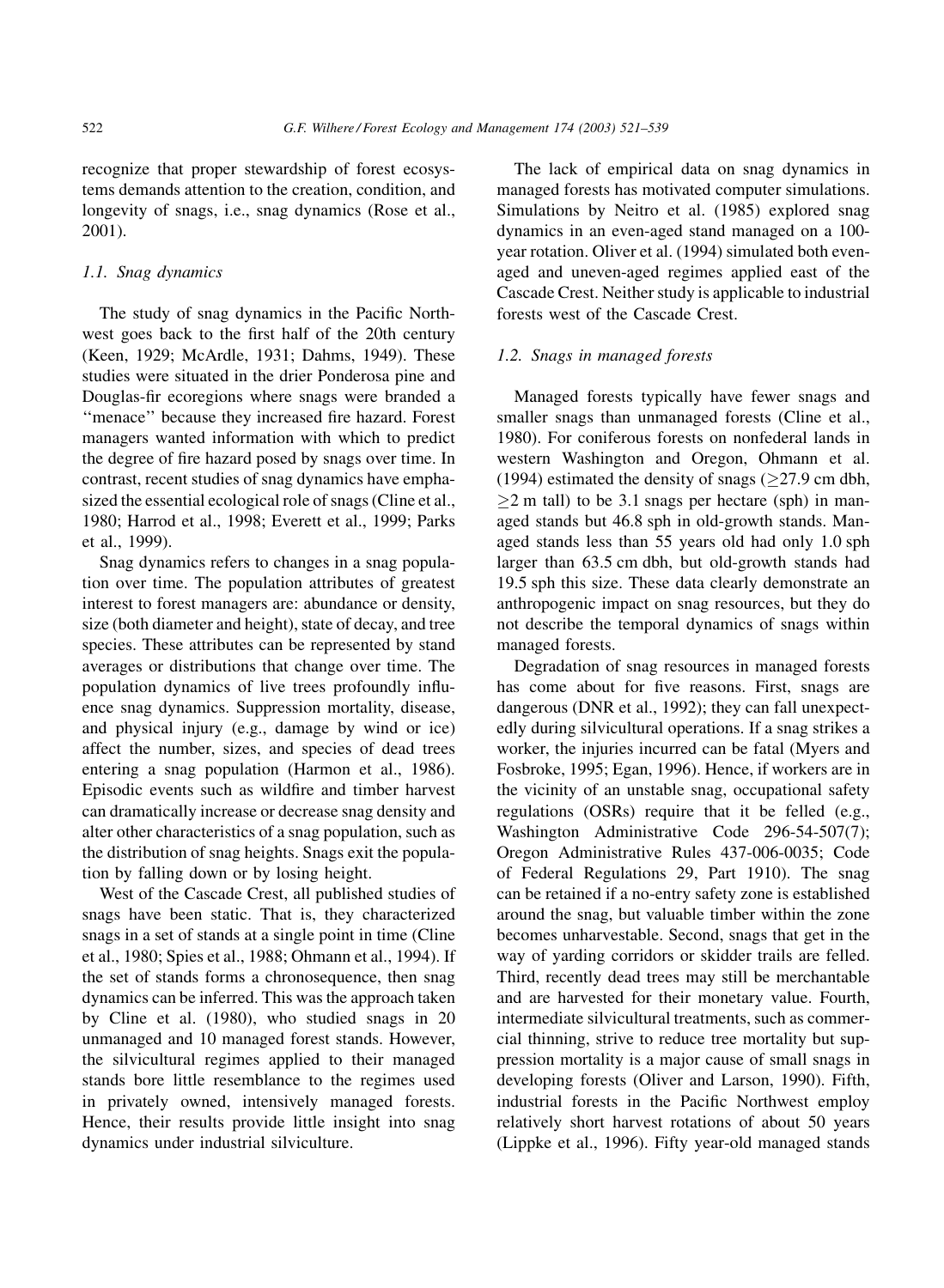recognize that proper stewardship of forest ecosystems demands attention to the creation, condition, and longevity of snags, i.e., snag dynamics (Rose et al., 2001).

### 1.1. Snag dynamics

The study of snag dynamics in the Pacific Northwest goes back to the first half of the 20th century (Keen, 1929; McArdle, 1931; Dahms, 1949). These studies were situated in the drier Ponderosa pine and Douglas-fir ecoregions where snags were branded a "menace" because they increased fire hazard. Forest managers wanted information with which to predict the degree of fire hazard posed by snags over time. In contrast, recent studies of snag dynamics have emphasized the essential ecological role of snags (Cline et al., 1980; Harrod et al., 1998; Everett et al., 1999; Parks et al., 1999).

Snag dynamics refers to changes in a snag population over time. The population attributes of greatest interest to forest managers are: abundance or density, size (both diameter and height), state of decay, and tree species. These attributes can be represented by stand averages or distributions that change over time. The population dynamics of live trees profoundly influence snag dynamics. Suppression mortality, disease, and physical injury (e.g., damage by wind or ice) affect the number, sizes, and species of dead trees entering a snag population (Harmon et al., 1986). Episodic events such as wildfire and timber harvest can dramatically increase or decrease snag density and alter other characteristics of a snag population, such as the distribution of snag heights. Snags exit the population by falling down or by losing height.

West of the Cascade Crest, all published studies of snags have been static. That is, they characterized snags in a set of stands at a single point in time (Cline et al., 1980; Spies et al., 1988; Ohmann et al., 1994). If the set of stands forms a chronosequence, then snag dynamics can be inferred. This was the approach taken by Cline et al. (1980), who studied snags in 20 unmanaged and 10 managed forest stands. However, the silvicultural regimes applied to their managed stands bore little resemblance to the regimes used in privately owned, intensively managed forests. Hence, their results provide little insight into snag dynamics under industrial silviculture.

The lack of empirical data on snag dynamics in managed forests has motivated computer simulations. Simulations by Neitro et al. (1985) explored snag dynamics in an even-aged stand managed on a 100-year rotation. Oliver et al. (1994) simulated both even-aged and uneven-aged regimes applied east of the Cascade Crest. Neither study is applicable to industrial forests west of the Cascade Crest.

### 1.2. Snags in managed forests

Managed forests typically have fewer snags and smaller snags than unmanaged forests (Cline et al., 1980). For coniferous forests on nonfederal lands in western Washington and Oregon, Ohmann et al. (1994) estimated the density of snags ($\geq$27.9 cm dbh, $\geq$2 m tall) to be 3.1 snags per hectare (sph) in managed stands but 46.8 sph in old-growth stands. Managed stands less than 55 years old had only 1.0 sph larger than 63.5 cm dbh, but old-growth stands had 19.5 sph this size. These data clearly demonstrate an anthropogenic impact on snag resources, but they do not describe the temporal dynamics of snags within managed forests.

Degradation of snag resources in managed forests has come about for five reasons. First, snags are dangerous (DNR et al., 1992); they can fall unexpectedly during silvicultural operations. If a snag strikes a worker, the injuries incurred can be fatal (Myers and Fosbroke, 1995; Egan, 1996). Hence, if workers are in the vicinity of an unstable snag, occupational safety regulations (OSRs) require that it be felled (e.g., Washington Administrative Code 296-54-507(7); Oregon Administrative Rules 437-006-0035; Code of Federal Regulations 29, Part 1910). The snag can be retained if a no-entry safety zone is established around the snag, but valuable timber within the zone becomes unharvestable. Second, snags that get in the way of yarding corridors or skidder trails are felled. Third, recently dead trees may still be merchantable and are harvested for their monetary value. Fourth, intermediate silvicultural treatments, such as commercial thinning, strive to reduce tree mortality but suppression mortality is a major cause of small snags in developing forests (Oliver and Larson, 1990). Fifth, industrial forests in the Pacific Northwest employ relatively short harvest rotations of about 50 years (Lippke et al., 1996). Fifty year-old managed stands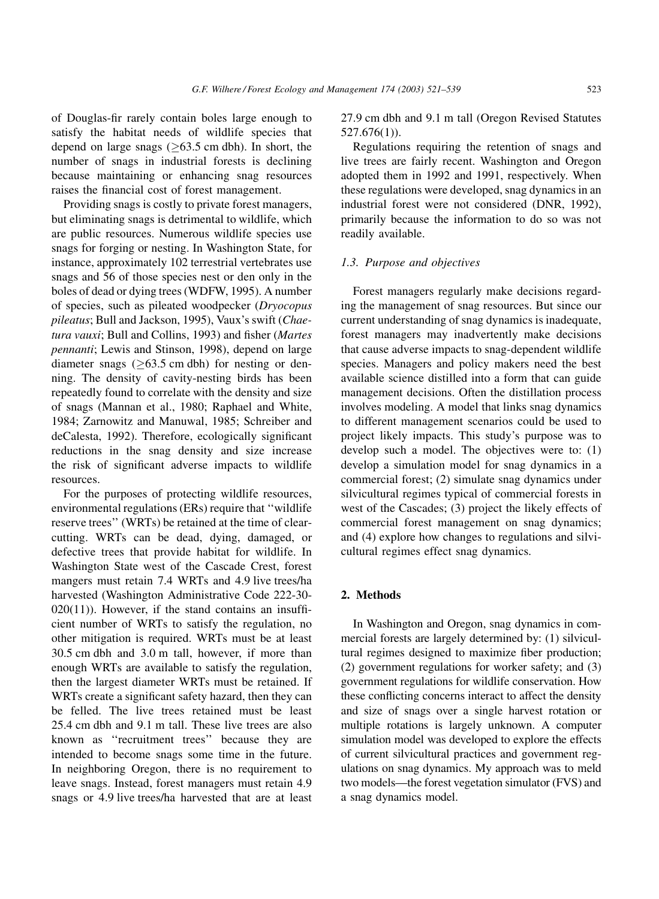of Douglas-fir rarely contain boles large enough to satisfy the habitat needs of wildlife species that depend on large snags ($\geq$63.5 cm dbh). In short, the number of snags in industrial forests is declining because maintaining or enhancing snag resources raises the financial cost of forest management.

Providing snags is costly to private forest managers, but eliminating snags is detrimental to wildlife, which are public resources. Numerous wildlife species use snags for forging or nesting. In Washington State, for instance, approximately 102 terrestrial vertebrates use snags and 56 of those species nest or den only in the boles of dead or dying trees (WDFW, 1995). A number of species, such as pileated woodpecker (*Dryocopus pileatus*; Bull and Jackson, 1995), Vaux's swift (*Chaetura vauxi*; Bull and Collins, 1993) and fisher (*Martes pennanti*; Lewis and Stinson, 1998), depend on large diameter snags ($\geq$63.5 cm dbh) for nesting or denning. The density of cavity-nesting birds has been repeatedly found to correlate with the density and size of snags (Mannan et al., 1980; Raphael and White, 1984; Zarnowitz and Manuwal, 1985; Schreiber and deCalesta, 1992). Therefore, ecologically significant reductions in the snag density and size increase the risk of significant adverse impacts to wildlife resources.

For the purposes of protecting wildlife resources, environmental regulations (ERs) require that ''wildlife reserve trees'' (WRTs) be retained at the time of clearcutting. WRTs can be dead, dying, damaged, or defective trees that provide habitat for wildlife. In Washington State west of the Cascade Crest, forest mangers must retain 7.4 WRTs and 4.9 live trees/ha harvested (Washington Administrative Code 222-30-020(11)). However, if the stand contains an insufficient number of WRTs to satisfy the regulation, no other mitigation is required. WRTs must be at least 30.5 cm dbh and 3.0 m tall, however, if more than enough WRTs are available to satisfy the regulation, then the largest diameter WRTs must be retained. If WRTs create a significant safety hazard, then they can be felled. The live trees retained must be least 25.4 cm dbh and 9.1 m tall. These live trees are also known as ''recruitment trees'' because they are intended to become snags some time in the future. In neighboring Oregon, there is no requirement to leave snags. Instead, forest managers must retain 4.9 snags or 4.9 live trees/ha harvested that are at least 27.9 cm dbh and 9.1 m tall (Oregon Revised Statutes 527.676(1)).

Regulations requiring the retention of snags and live trees are fairly recent. Washington and Oregon adopted them in 1992 and 1991, respectively. When these regulations were developed, snag dynamics in an industrial forest were not considered (DNR, 1992), primarily because the information to do so was not readily available.

### 1.3. Purpose and objectives

Forest managers regularly make decisions regarding the management of snag resources. But since our current understanding of snag dynamics is inadequate, forest managers may inadvertently make decisions that cause adverse impacts to snag-dependent wildlife species. Managers and policy makers need the best available science distilled into a form that can guide management decisions. Often the distillation process involves modeling. A model that links snag dynamics to different management scenarios could be used to project likely impacts. This study's purpose was to develop such a model. The objectives were to: (1) develop a simulation model for snag dynamics in a commercial forest; (2) simulate snag dynamics under silvicultural regimes typical of commercial forests in west of the Cascades; (3) project the likely effects of commercial forest management on snag dynamics; and (4) explore how changes to regulations and silvicultural regimes effect snag dynamics.

## 2. Methods

In Washington and Oregon, snag dynamics in commercial forests are largely determined by: (1) silvicultural regimes designed to maximize fiber production; (2) government regulations for worker safety; and (3) government regulations for wildlife conservation. How these conflicting concerns interact to affect the density and size of snags over a single harvest rotation or multiple rotations is largely unknown. A computer simulation model was developed to explore the effects of current silvicultural practices and government regulations on snag dynamics. My approach was to meld two models—the forest vegetation simulator (FVS) and a snag dynamics model.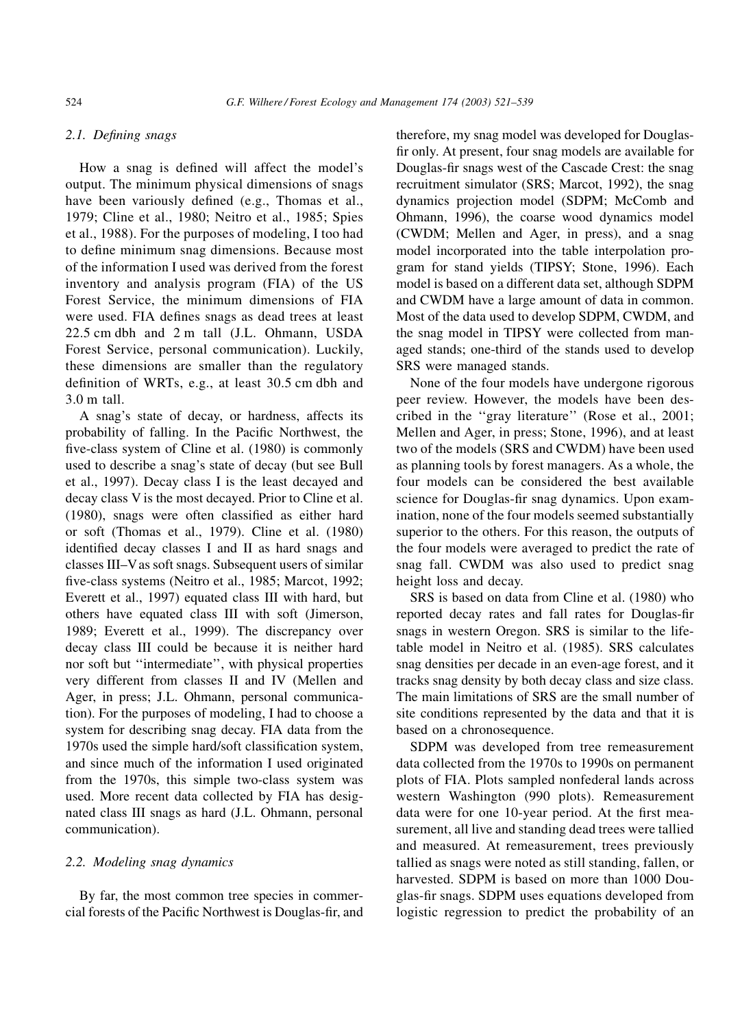### 2.1. Defining snags

How a snag is defined will affect the model's output. The minimum physical dimensions of snags have been variously defined (e.g., Thomas et al., 1979; Cline et al., 1980; Neitro et al., 1985; Spies et al., 1988). For the purposes of modeling, I too had to define minimum snag dimensions. Because most of the information I used was derived from the forest inventory and analysis program (FIA) of the US Forest Service, the minimum dimensions of FIA were used. FIA defines snags as dead trees at least 22.5 cm dbh and 2 m tall (J.L. Ohmann, USDA Forest Service, personal communication). Luckily, these dimensions are smaller than the regulatory definition of WRTs, e.g., at least 30.5 cm dbh and 3.0 m tall.

A snag's state of decay, or hardness, affects its probability of falling. In the Pacific Northwest, the five-class system of Cline et al. (1980) is commonly used to describe a snag's state of decay (but see Bull et al., 1997). Decay class I is the least decayed and decay class V is the most decayed. Prior to Cline et al. (1980), snags were often classified as either hard or soft (Thomas et al., 1979). Cline et al. (1980) identified decay classes I and II as hard snags and classes III–V as soft snags. Subsequent users of similar five-class systems (Neitro et al., 1985; Marcot, 1992; Everett et al., 1997) equated class III with hard, but others have equated class III with soft (Jimerson, 1989; Everett et al., 1999). The discrepancy over decay class III could be because it is neither hard nor soft but "intermediate", with physical properties very different from classes II and IV (Mellen and Ager, in press; J.L. Ohmann, personal communication). For the purposes of modeling, I had to choose a system for describing snag decay. FIA data from the 1970s used the simple hard/soft classification system, and since much of the information I used originated from the 1970s, this simple two-class system was used. More recent data collected by FIA has designated class III snags as hard (J.L. Ohmann, personal communication).

### 2.2. Modeling snag dynamics

By far, the most common tree species in commercial forests of the Pacific Northwest is Douglas-fir, and therefore, my snag model was developed for Douglas-fir only. At present, four snag models are available for Douglas-fir snags west of the Cascade Crest: the snag recruitment simulator (SRS; Marcot, 1992), the snag dynamics projection model (SDPM; McComb and Ohmann, 1996), the coarse wood dynamics model (CWDM; Mellen and Ager, in press), and a snag model incorporated into the table interpolation program for stand yields (TIPSY; Stone, 1996). Each model is based on a different data set, although SDPM and CWDM have a large amount of data in common. Most of the data used to develop SDPM, CWDM, and the snag model in TIPSY were collected from managed stands; one-third of the stands used to develop SRS were managed stands.

None of the four models have undergone rigorous peer review. However, the models have been described in the "gray literature" (Rose et al., 2001; Mellen and Ager, in press; Stone, 1996), and at least two of the models (SRS and CWDM) have been used as planning tools by forest managers. As a whole, the four models can be considered the best available science for Douglas-fir snag dynamics. Upon examination, none of the four models seemed substantially superior to the others. For this reason, the outputs of the four models were averaged to predict the rate of snag fall. CWDM was also used to predict snag height loss and decay.

SRS is based on data from Cline et al. (1980) who reported decay rates and fall rates for Douglas-fir snags in western Oregon. SRS is similar to the life-table model in Neitro et al. (1985). SRS calculates snag densities per decade in an even-age forest, and it tracks snag density by both decay class and size class. The main limitations of SRS are the small number of site conditions represented by the data and that it is based on a chronosequence.

SDPM was developed from tree remeasurement data collected from the 1970s to 1990s on permanent plots of FIA. Plots sampled nonfederal lands across western Washington (990 plots). Remeasurement data were for one 10-year period. At the first measurement, all live and standing dead trees were tallied and measured. At remeasurement, trees previously tallied as snags were noted as still standing, fallen, or harvested. SDPM is based on more than 1000 Douglas-fir snags. SDPM uses equations developed from logistic regression to predict the probability of an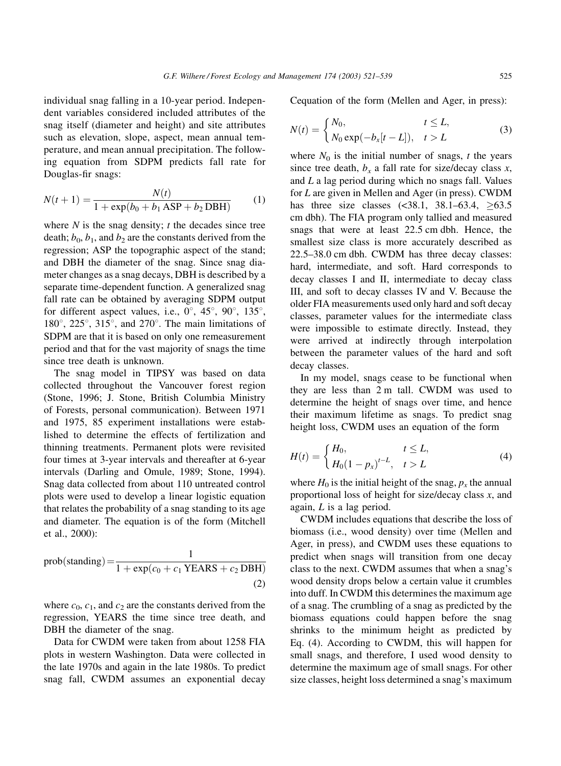individual snag falling in a 10-year period. Independent variables considered included attributes of the snag itself (diameter and height) and site attributes such as elevation, slope, aspect, mean annual temperature, and mean annual precipitation. The following equation from SDPM predicts fall rate for Douglas-fir snags:

$$N(t+1) = \frac{N(t)}{1 + \exp(b_0 + b_1\,\mathrm{ASP} + b_2\,\mathrm{DBH})} \tag{1}$$

where $N$ is the snag density; $t$ the decades since tree death; $b_0$, $b_1$, and $b_2$ are the constants derived from the regression; ASP the topographic aspect of the stand; and DBH the diameter of the snag. Since snag diameter changes as a snag decays, DBH is described by a separate time-dependent function. A generalized snag fall rate can be obtained by averaging SDPM output for different aspect values, i.e., 0°, 45°, 90°, 135°, 180°, 225°, 315°, and 270°. The main limitations of SDPM are that it is based on only one remeasurement period and that for the vast majority of snags the time since tree death is unknown.

The snag model in TIPSY was based on data collected throughout the Vancouver forest region (Stone, 1996; J. Stone, British Columbia Ministry of Forests, personal communication). Between 1971 and 1975, 85 experiment installations were established to determine the effects of fertilization and thinning treatments. Permanent plots were revisited four times at 3-year intervals and thereafter at 6-year intervals (Darling and Omule, 1989; Stone, 1994). Snag data collected from about 110 untreated control plots were used to develop a linear logistic equation that relates the probability of a snag standing to its age and diameter. The equation is of the form (Mitchell et al., 2000):

$$\mathrm{prob(standing)} = \frac{1}{1 + \exp(c_0 + c_1\,\mathrm{YEARS} + c_2\,\mathrm{DBH})} \tag{2}$$

where $c_0$, $c_1$, and $c_2$ are the constants derived from the regression, YEARS the time since tree death, and DBH the diameter of the snag.

Data for CWDM were taken from about 1258 FIA plots in western Washington. Data were collected in the late 1970s and again in the late 1980s. To predict snag fall, CWDM assumes an exponential decay equation of the form (Mellen and Ager, in press):

$$N(t) = \begin{cases} N_0, & t \le L, \\ N_0 \exp(-b_x[t-L]), & t > L \end{cases} \tag{3}$$

where $N_0$ is the initial number of snags, $t$ the years since tree death, $b_x$ a fall rate for size/decay class $x$, and $L$ a lag period during which no snags fall. Values for $L$ are given in Mellen and Ager (in press). CWDM has three size classes (<38.1, 38.1–63.4, ≥63.5 cm dbh). The FIA program only tallied and measured snags that were at least 22.5 cm dbh. Hence, the smallest size class is more accurately described as 22.5–38.0 cm dbh. CWDM has three decay classes: hard, intermediate, and soft. Hard corresponds to decay classes I and II, intermediate to decay class III, and soft to decay classes IV and V. Because the older FIA measurements used only hard and soft decay classes, parameter values for the intermediate class were impossible to estimate directly. Instead, they were arrived at indirectly through interpolation between the parameter values of the hard and soft decay classes.

In my model, snags cease to be functional when they are less than 2 m tall. CWDM was used to determine the height of snags over time, and hence their maximum lifetime as snags. To predict snag height loss, CWDM uses an equation of the form

$$H(t) = \begin{cases} H_0, & t \le L, \\ H_0(1-p_x)^{t-L}, & t > L \end{cases} \tag{4}$$

where $H_0$ is the initial height of the snag, $p_x$ the annual proportional loss of height for size/decay class $x$, and again, $L$ is a lag period.

CWDM includes equations that describe the loss of biomass (i.e., wood density) over time (Mellen and Ager, in press), and CWDM uses these equations to predict when snags will transition from one decay class to the next. CWDM assumes that when a snag's wood density drops below a certain value it crumbles into duff. In CWDM this determines the maximum age of a snag. The crumbling of a snag as predicted by the biomass equations could happen before the snag shrinks to the minimum height as predicted by Eq. (4). According to CWDM, this will happen for small snags, and therefore, I used wood density to determine the maximum age of small snags. For other size classes, height loss determined a snag's maximum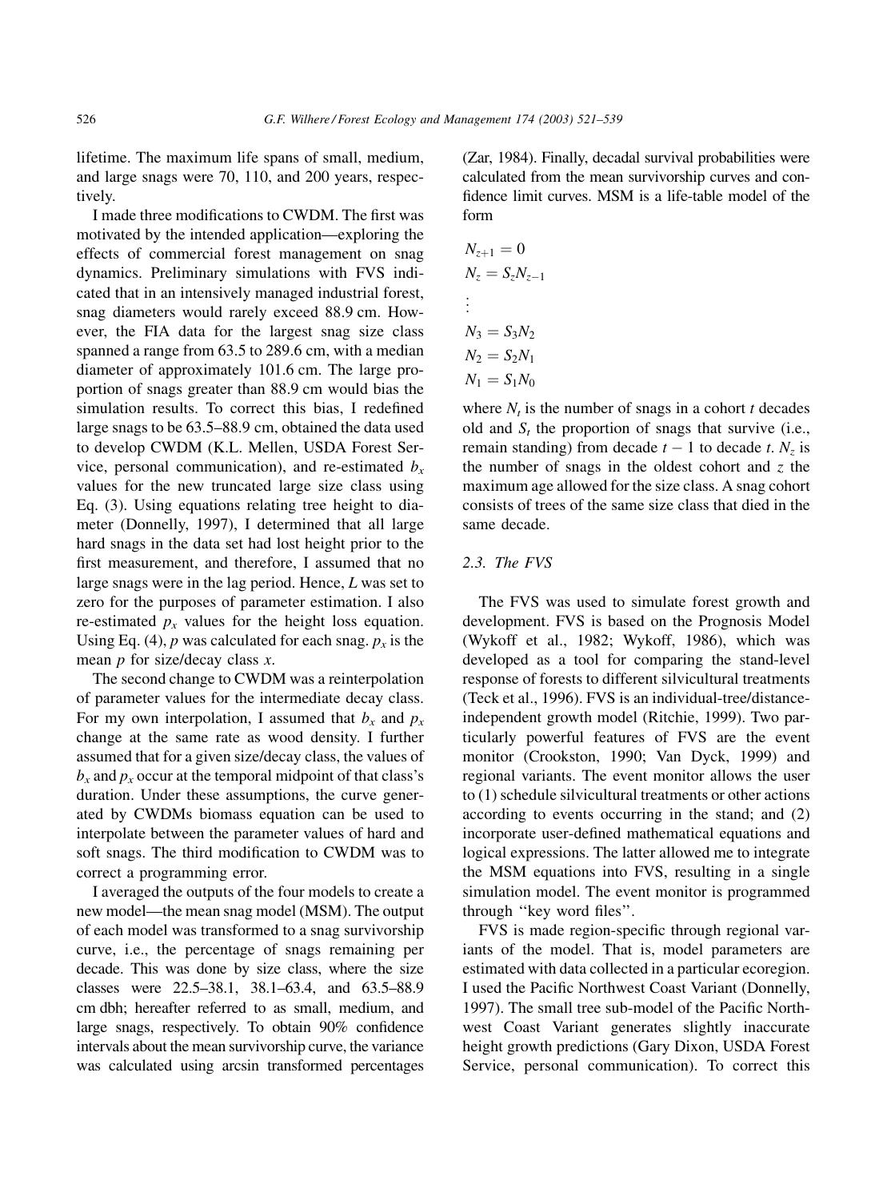lifetime. The maximum life spans of small, medium, and large snags were 70, 110, and 200 years, respectively.

I made three modifications to CWDM. The first was motivated by the intended application—exploring the effects of commercial forest management on snag dynamics. Preliminary simulations with FVS indicated that in an intensively managed industrial forest, snag diameters would rarely exceed 88.9 cm. However, the FIA data for the largest snag size class spanned a range from 63.5 to 289.6 cm, with a median diameter of approximately 101.6 cm. The large proportion of snags greater than 88.9 cm would bias the simulation results. To correct this bias, I redefined large snags to be 63.5–88.9 cm, obtained the data used to develop CWDM (K.L. Mellen, USDA Forest Service, personal communication), and re-estimated $b_x$ values for the new truncated large size class using Eq. (3). Using equations relating tree height to diameter (Donnelly, 1997), I determined that all large hard snags in the data set had lost height prior to the first measurement, and therefore, I assumed that no large snags were in the lag period. Hence, $L$ was set to zero for the purposes of parameter estimation. I also re-estimated $p_x$ values for the height loss equation. Using Eq. (4), $p$ was calculated for each snag. $p_x$ is the mean $p$ for size/decay class $x$.

The second change to CWDM was a reinterpolation of parameter values for the intermediate decay class. For my own interpolation, I assumed that $b_x$ and $p_x$ change at the same rate as wood density. I further assumed that for a given size/decay class, the values of $b_x$ and $p_x$ occur at the temporal midpoint of that class's duration. Under these assumptions, the curve generated by CWDMs biomass equation can be used to interpolate between the parameter values of hard and soft snags. The third modification to CWDM was to correct a programming error.

I averaged the outputs of the four models to create a new model—the mean snag model (MSM). The output of each model was transformed to a snag survivorship curve, i.e., the percentage of snags remaining per decade. This was done by size class, where the size classes were 22.5–38.1, 38.1–63.4, and 63.5–88.9 cm dbh; hereafter referred to as small, medium, and large snags, respectively. To obtain 90% confidence intervals about the mean survivorship curve, the variance was calculated using arcsin transformed percentages (Zar, 1984). Finally, decadal survival probabilities were calculated from the mean survivorship curves and confidence limit curves. MSM is a life-table model of the form

$$
\begin{aligned}
N_{z+1} &= 0 \\
N_z &= S_z N_{z-1} \\
&\vdots \\
N_3 &= S_3 N_2 \\
N_2 &= S_2 N_1 \\
N_1 &= S_1 N_0
\end{aligned}
$$

where $N_t$ is the number of snags in a cohort $t$ decades old and $S_t$ the proportion of snags that survive (i.e., remain standing) from decade $t-1$ to decade $t$. $N_z$ is the number of snags in the oldest cohort and $z$ the maximum age allowed for the size class. A snag cohort consists of trees of the same size class that died in the same decade.

### 2.3. The FVS

The FVS was used to simulate forest growth and development. FVS is based on the Prognosis Model (Wykoff et al., 1982; Wykoff, 1986), which was developed as a tool for comparing the stand-level response of forests to different silvicultural treatments (Teck et al., 1996). FVS is an individual-tree/distance-independent growth model (Ritchie, 1999). Two particularly powerful features of FVS are the event monitor (Crookston, 1990; Van Dyck, 1999) and regional variants. The event monitor allows the user to (1) schedule silvicultural treatments or other actions according to events occurring in the stand; and (2) incorporate user-defined mathematical equations and logical expressions. The latter allowed me to integrate the MSM equations into FVS, resulting in a single simulation model. The event monitor is programmed through "key word files".

FVS is made region-specific through regional variants of the model. That is, model parameters are estimated with data collected in a particular ecoregion. I used the Pacific Northwest Coast Variant (Donnelly, 1997). The small tree sub-model of the Pacific Northwest Coast Variant generates slightly inaccurate height growth predictions (Gary Dixon, USDA Forest Service, personal communication). To correct this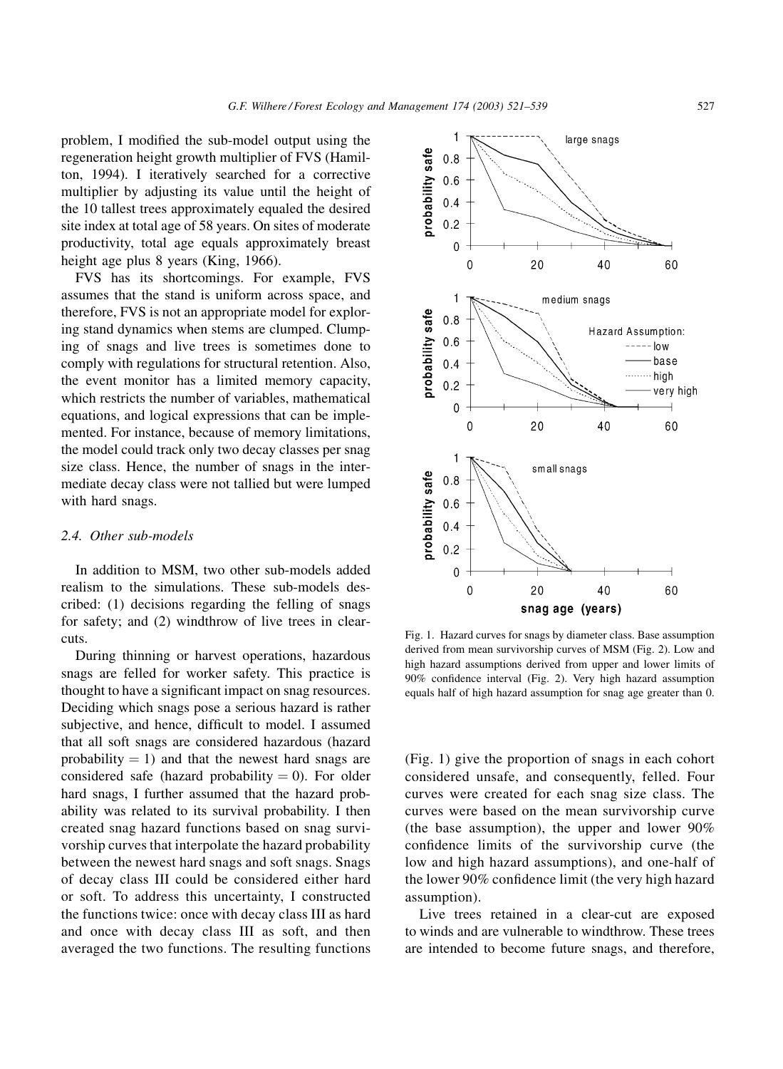problem, I modified the sub-model output using the regeneration height growth multiplier of FVS (Hamilton, 1994). I iteratively searched for a corrective multiplier by adjusting its value until the height of the 10 tallest trees approximately equaled the desired site index at total age of 58 years. On sites of moderate productivity, total age equals approximately breast height age plus 8 years (King, 1966).

FVS has its shortcomings. For example, FVS assumes that the stand is uniform across space, and therefore, FVS is not an appropriate model for exploring stand dynamics when stems are clumped. Clumping of snags and live trees is sometimes done to comply with regulations for structural retention. Also, the event monitor has a limited memory capacity, which restricts the number of variables, mathematical equations, and logical expressions that can be implemented. For instance, because of memory limitations, the model could track only two decay classes per snag size class. Hence, the number of snags in the intermediate decay class were not tallied but were lumped with hard snags.

### 2.4. Other sub-models

In addition to MSM, two other sub-models added realism to the simulations. These sub-models described: (1) decisions regarding the felling of snags for safety; and (2) windthrow of live trees in clearcuts.

During thinning or harvest operations, hazardous snags are felled for worker safety. This practice is thought to have a significant impact on snag resources. Deciding which snags pose a serious hazard is rather subjective, and hence, difficult to model. I assumed that all soft snags are considered hazardous (hazard probability $= 1$) and that the newest hard snags are considered safe (hazard probability $= 0$). For older hard snags, I further assumed that the hazard probability was related to its survival probability. I then created snag hazard functions based on snag survivorship curves that interpolate the hazard probability between the newest hard snags and soft snags. Snags of decay class III could be considered either hard or soft. To address this uncertainty, I constructed the functions twice: once with decay class III as hard and once with decay class III as soft, and then averaged the two functions. The resulting functions (Fig. 1) give the proportion of snags in each cohort considered unsafe, and consequently, felled. Four curves were created for each snag size class. The curves were based on the mean survivorship curve (the base assumption), the upper and lower 90% confidence limits of the survivorship curve (the low and high hazard assumptions), and one-half of the lower 90% confidence limit (the very high hazard assumption).

Fig. 1. Hazard curves for snags by diameter class. Base assumption derived from mean survivorship curves of MSM (Fig. 2). Low and high hazard assumptions derived from upper and lower limits of 90% confidence interval (Fig. 2). Very high hazard assumption equals half of high hazard assumption for snag age greater than 0.

Live trees retained in a clear-cut are exposed to winds and are vulnerable to windthrow. These trees are intended to become future snags, and therefore,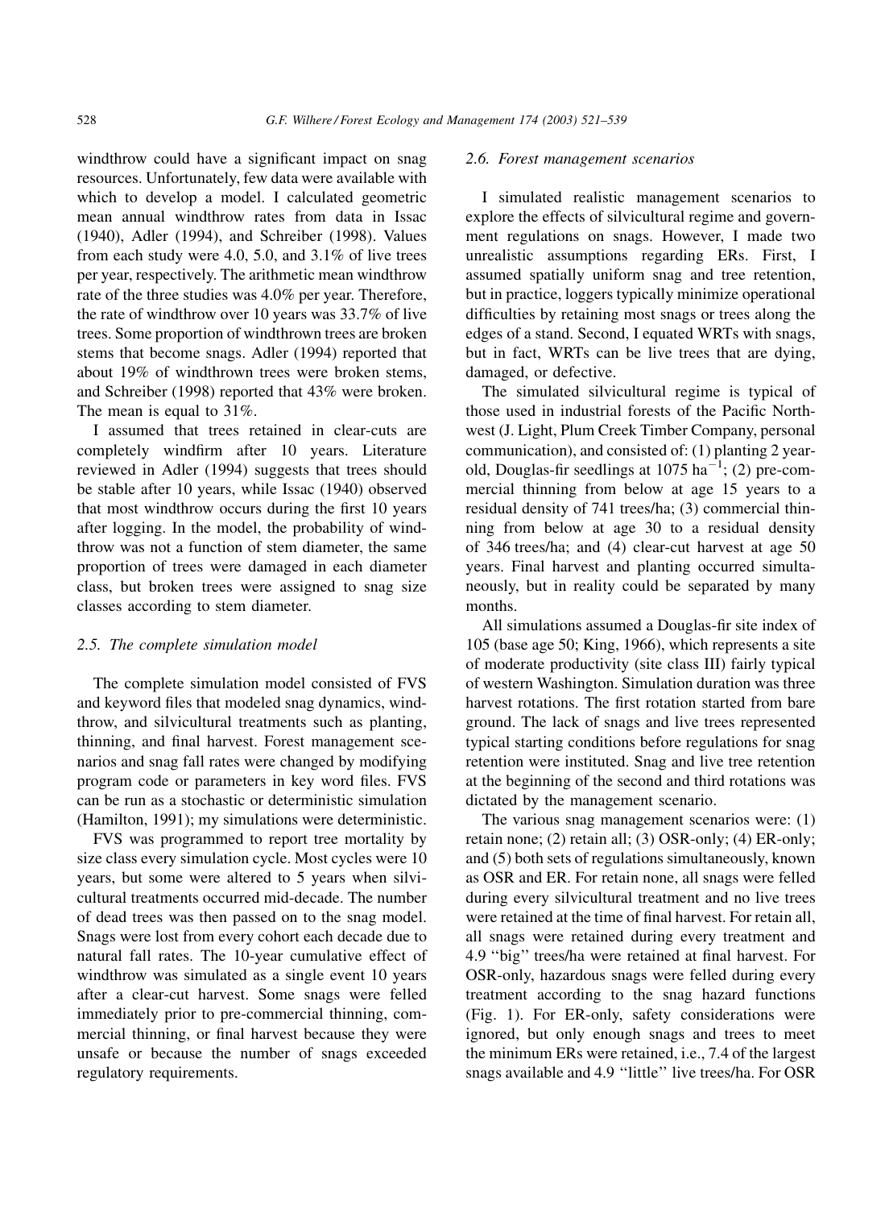windthrow could have a significant impact on snag resources. Unfortunately, few data were available with which to develop a model. I calculated geometric mean annual windthrow rates from data in Issac (1940), Adler (1994), and Schreiber (1998). Values from each study were 4.0, 5.0, and 3.1% of live trees per year, respectively. The arithmetic mean windthrow rate of the three studies was 4.0% per year. Therefore, the rate of windthrow over 10 years was 33.7% of live trees. Some proportion of windthrown trees are broken stems that become snags. Adler (1994) reported that about 19% of windthrown trees were broken stems, and Schreiber (1998) reported that 43% were broken. The mean is equal to 31%.

I assumed that trees retained in clear-cuts are completely windfirm after 10 years. Literature reviewed in Adler (1994) suggests that trees should be stable after 10 years, while Issac (1940) observed that most windthrow occurs during the first 10 years after logging. In the model, the probability of windthrow was not a function of stem diameter, the same proportion of trees were damaged in each diameter class, but broken trees were assigned to snag size classes according to stem diameter.

### 2.5. The complete simulation model

The complete simulation model consisted of FVS and keyword files that modeled snag dynamics, windthrow, and silvicultural treatments such as planting, thinning, and final harvest. Forest management scenarios and snag fall rates were changed by modifying program code or parameters in key word files. FVS can be run as a stochastic or deterministic simulation (Hamilton, 1991); my simulations were deterministic.

FVS was programmed to report tree mortality by size class every simulation cycle. Most cycles were 10 years, but some were altered to 5 years when silvicultural treatments occurred mid-decade. The number of dead trees was then passed on to the snag model. Snags were lost from every cohort each decade due to natural fall rates. The 10-year cumulative effect of windthrow was simulated as a single event 10 years after a clear-cut harvest. Some snags were felled immediately prior to pre-commercial thinning, commercial thinning, or final harvest because they were unsafe or because the number of snags exceeded regulatory requirements.

### 2.6. Forest management scenarios

I simulated realistic management scenarios to explore the effects of silvicultural regime and government regulations on snags. However, I made two unrealistic assumptions regarding ERs. First, I assumed spatially uniform snag and tree retention, but in practice, loggers typically minimize operational difficulties by retaining most snags or trees along the edges of a stand. Second, I equated WRTs with snags, but in fact, WRTs can be live trees that are dying, damaged, or defective.

The simulated silvicultural regime is typical of those used in industrial forests of the Pacific Northwest (J. Light, Plum Creek Timber Company, personal communication), and consisted of: (1) planting 2 year-old, Douglas-fir seedlings at 1075 $ha^{-1}$; (2) pre-commercial thinning from below at age 15 years to a residual density of 741 trees/ha; (3) commercial thinning from below at age 30 to a residual density of 346 trees/ha; and (4) clear-cut harvest at age 50 years. Final harvest and planting occurred simultaneously, but in reality could be separated by many months.

All simulations assumed a Douglas-fir site index of 105 (base age 50; King, 1966), which represents a site of moderate productivity (site class III) fairly typical of western Washington. Simulation duration was three harvest rotations. The first rotation started from bare ground. The lack of snags and live trees represented typical starting conditions before regulations for snag retention were instituted. Snag and live tree retention at the beginning of the second and third rotations was dictated by the management scenario.

The various snag management scenarios were: (1) retain none; (2) retain all; (3) OSR-only; (4) ER-only; and (5) both sets of regulations simultaneously, known as OSR and ER. For retain none, all snags were felled during every silvicultural treatment and no live trees were retained at the time of final harvest. For retain all, all snags were retained during every treatment and 4.9 "big" trees/ha were retained at final harvest. For OSR-only, hazardous snags were felled during every treatment according to the snag hazard functions (Fig. 1). For ER-only, safety considerations were ignored, but only enough snags and trees to meet the minimum ERs were retained, i.e., 7.4 of the largest snags available and 4.9 "little" live trees/ha. For OSR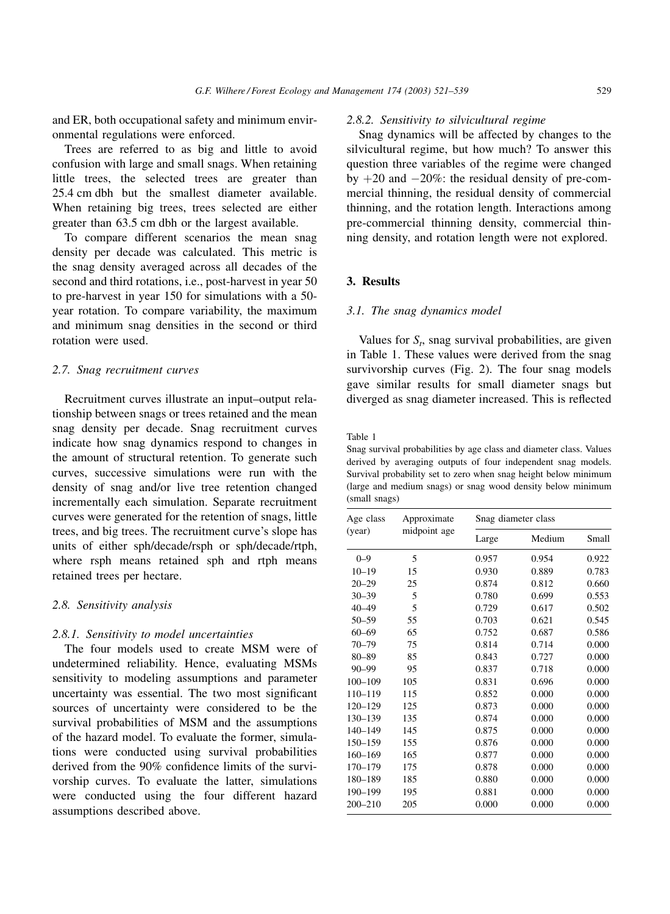and ER, both occupational safety and minimum environmental regulations were enforced.

Trees are referred to as big and little to avoid confusion with large and small snags. When retaining little trees, the selected trees are greater than 25.4 cm dbh but the smallest diameter available. When retaining big trees, trees selected are either greater than 63.5 cm dbh or the largest available.

To compare different scenarios the mean snag density per decade was calculated. This metric is the snag density averaged across all decades of the second and third rotations, i.e., post-harvest in year 50 to pre-harvest in year 150 for simulations with a 50-year rotation. To compare variability, the maximum and minimum snag densities in the second or third rotation were used.

### 2.7. Snag recruitment curves

Recruitment curves illustrate an input–output relationship between snags or trees retained and the mean snag density per decade. Snag recruitment curves indicate how snag dynamics respond to changes in the amount of structural retention. To generate such curves, successive simulations were run with the density of snag and/or live tree retention changed incrementally each simulation. Separate recruitment curves were generated for the retention of snags, little trees, and big trees. The recruitment curve's slope has units of either sph/decade/rsph or sph/decade/rtph, where rsph means retained sph and rtph means retained trees per hectare.

### 2.8. Sensitivity analysis

#### 2.8.1. Sensitivity to model uncertainties

The four models used to create MSM were of undetermined reliability. Hence, evaluating MSMs sensitivity to modeling assumptions and parameter uncertainty was essential. The two most significant sources of uncertainty were considered to be the survival probabilities of MSM and the assumptions of the hazard model. To evaluate the former, simulations were conducted using survival probabilities derived from the 90% confidence limits of the survivorship curves. To evaluate the latter, simulations were conducted using the four different hazard assumptions described above.

#### 2.8.2. Sensitivity to silvicultural regime

Snag dynamics will be affected by changes to the silvicultural regime, but how much? To answer this question three variables of the regime were changed by +20 and −20%: the residual density of pre-commercial thinning, the residual density of commercial thinning, and the rotation length. Interactions among pre-commercial thinning density, commercial thinning density, and rotation length were not explored.

## 3. Results

### 3.1. The snag dynamics model

Values for $S_t$, snag survival probabilities, are given in Table 1. These values were derived from the snag survivorship curves (Fig. 2). The four snag models gave similar results for small diameter snags but diverged as snag diameter increased. This is reflected

Table 1

Snag survival probabilities by age class and diameter class. Values derived by averaging outputs of four independent snag models. Survival probability set to zero when snag height below minimum (large and medium snags) or snag wood density below minimum (small snags)

| Age class (year) | Approximate midpoint age | Snag diameter class | | |
|---|---|---|---|---|
| | | Large | Medium | Small |
| 0–9 | 5 | 0.957 | 0.954 | 0.922 |
| 10–19 | 15 | 0.930 | 0.889 | 0.783 |
| 20–29 | 25 | 0.874 | 0.812 | 0.660 |
| 30–39 | 5 | 0.780 | 0.699 | 0.553 |
| 40–49 | 5 | 0.729 | 0.617 | 0.502 |
| 50–59 | 55 | 0.703 | 0.621 | 0.545 |
| 60–69 | 65 | 0.752 | 0.687 | 0.586 |
| 70–79 | 75 | 0.814 | 0.714 | 0.000 |
| 80–89 | 85 | 0.843 | 0.727 | 0.000 |
| 90–99 | 95 | 0.837 | 0.718 | 0.000 |
| 100–109 | 105 | 0.831 | 0.696 | 0.000 |
| 110–119 | 115 | 0.852 | 0.000 | 0.000 |
| 120–129 | 125 | 0.873 | 0.000 | 0.000 |
| 130–139 | 135 | 0.874 | 0.000 | 0.000 |
| 140–149 | 145 | 0.875 | 0.000 | 0.000 |
| 150–159 | 155 | 0.876 | 0.000 | 0.000 |
| 160–169 | 165 | 0.877 | 0.000 | 0.000 |
| 170–179 | 175 | 0.878 | 0.000 | 0.000 |
| 180–189 | 185 | 0.880 | 0.000 | 0.000 |
| 190–199 | 195 | 0.881 | 0.000 | 0.000 |
| 200–210 | 205 | 0.000 | 0.000 | 0.000 |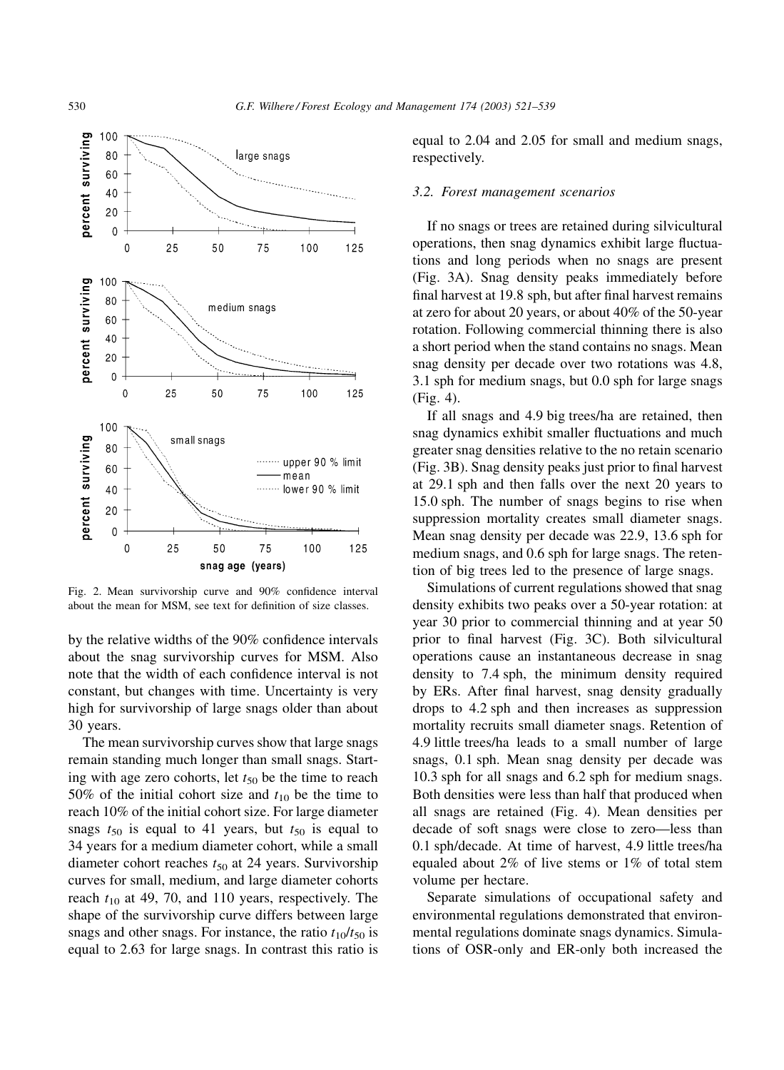Fig. 2. Mean survivorship curve and 90% confidence interval about the mean for MSM, see text for definition of size classes.

by the relative widths of the 90% confidence intervals about the snag survivorship curves for MSM. Also note that the width of each confidence interval is not constant, but changes with time. Uncertainty is very high for survivorship of large snags older than about 30 years.

The mean survivorship curves show that large snags remain standing much longer than small snags. Starting with age zero cohorts, let $t_{50}$ be the time to reach 50% of the initial cohort size and $t_{10}$ be the time to reach 10% of the initial cohort size. For large diameter snags $t_{50}$ is equal to 41 years, but $t_{50}$ is equal to 34 years for a medium diameter cohort, while a small diameter cohort reaches $t_{50}$ at 24 years. Survivorship curves for small, medium, and large diameter cohorts reach $t_{10}$ at 49, 70, and 110 years, respectively. The shape of the survivorship curve differs between large snags and other snags. For instance, the ratio $t_{10}/t_{50}$ is equal to 2.63 for large snags. In contrast this ratio is equal to 2.04 and 2.05 for small and medium snags, respectively.

### 3.2. Forest management scenarios

If no snags or trees are retained during silvicultural operations, then snag dynamics exhibit large fluctuations and long periods when no snags are present (Fig. 3A). Snag density peaks immediately before final harvest at 19.8 sph, but after final harvest remains at zero for about 20 years, or about 40% of the 50-year rotation. Following commercial thinning there is also a short period when the stand contains no snags. Mean snag density per decade over two rotations was 4.8, 3.1 sph for medium snags, but 0.0 sph for large snags (Fig. 4).

If all snags and 4.9 big trees/ha are retained, then snag dynamics exhibit smaller fluctuations and much greater snag densities relative to the no retain scenario (Fig. 3B). Snag density peaks just prior to final harvest at 29.1 sph and then falls over the next 20 years to 15.0 sph. The number of snags begins to rise when suppression mortality creates small diameter snags. Mean snag density per decade was 22.9, 13.6 sph for medium snags, and 0.6 sph for large snags. The retention of big trees led to the presence of large snags.

Simulations of current regulations showed that snag density exhibits two peaks over a 50-year rotation: at year 30 prior to commercial thinning and at year 50 prior to final harvest (Fig. 3C). Both silvicultural operations cause an instantaneous decrease in snag density to 7.4 sph, the minimum density required by ERs. After final harvest, snag density gradually drops to 4.2 sph and then increases as suppression mortality recruits small diameter snags. Retention of 4.9 little trees/ha leads to a small number of large snags, 0.1 sph. Mean snag density per decade was 10.3 sph for all snags and 6.2 sph for medium snags. Both densities were less than half that produced when all snags are retained (Fig. 4). Mean densities per decade of soft snags were close to zero—less than 0.1 sph/decade. At time of harvest, 4.9 little trees/ha equaled about 2% of live stems or 1% of total stem volume per hectare.

Separate simulations of occupational safety and environmental regulations demonstrated that environmental regulations dominate snags dynamics. Simulations of OSR-only and ER-only both increased the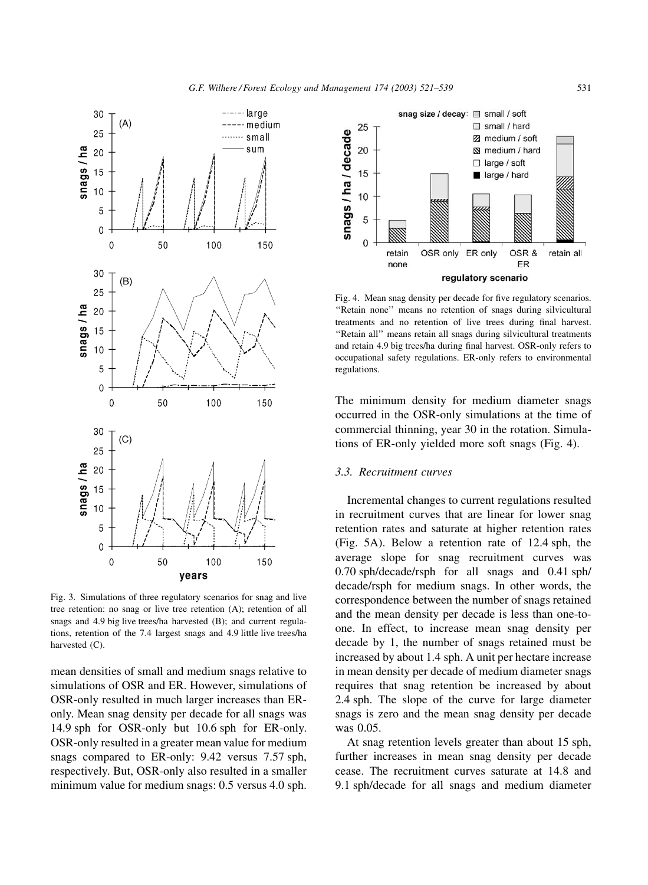Fig. 3. Simulations of three regulatory scenarios for snag and live tree retention: no snag or live tree retention (A); retention of all snags and 4.9 big live trees/ha harvested (B); and current regulations, retention of the 7.4 largest snags and 4.9 little live trees/ha harvested (C).

Fig. 4. Mean snag density per decade for five regulatory scenarios. ''Retain none'' means no retention of snags during silvicultural treatments and no retention of live trees during final harvest. ''Retain all'' means retain all snags during silvicultural treatments and retain 4.9 big trees/ha during final harvest. OSR-only refers to occupational safety regulations. ER-only refers to environmental regulations.

mean densities of small and medium snags relative to simulations of OSR and ER. However, simulations of OSR-only resulted in much larger increases than ER-only. Mean snag density per decade for all snags was 14.9 sph for OSR-only but 10.6 sph for ER-only. OSR-only resulted in a greater mean value for medium snags compared to ER-only: 9.42 versus 7.57 sph, respectively. But, OSR-only also resulted in a smaller minimum value for medium snags: 0.5 versus 4.0 sph. The minimum density for medium diameter snags occurred in the OSR-only simulations at the time of commercial thinning, year 30 in the rotation. Simulations of ER-only yielded more soft snags (Fig. 4).

### 3.3. Recruitment curves

Incremental changes to current regulations resulted in recruitment curves that are linear for lower snag retention rates and saturate at higher retention rates (Fig. 5A). Below a retention rate of 12.4 sph, the average slope for snag recruitment curves was 0.70 sph/decade/rsph for all snags and 0.41 sph/decade/rsph for medium snags. In other words, the correspondence between the number of snags retained and the mean density per decade is less than one-to-one. In effect, to increase mean snag density per decade by 1, the number of snags retained must be increased by about 1.4 sph. A unit per hectare increase in mean density per decade of medium diameter snags requires that snag retention be increased by about 2.4 sph. The slope of the curve for large diameter snags is zero and the mean snag density per decade was 0.05.

At snag retention levels greater than about 15 sph, further increases in mean snag density per decade cease. The recruitment curves saturate at 14.8 and 9.1 sph/decade for all snags and medium diameter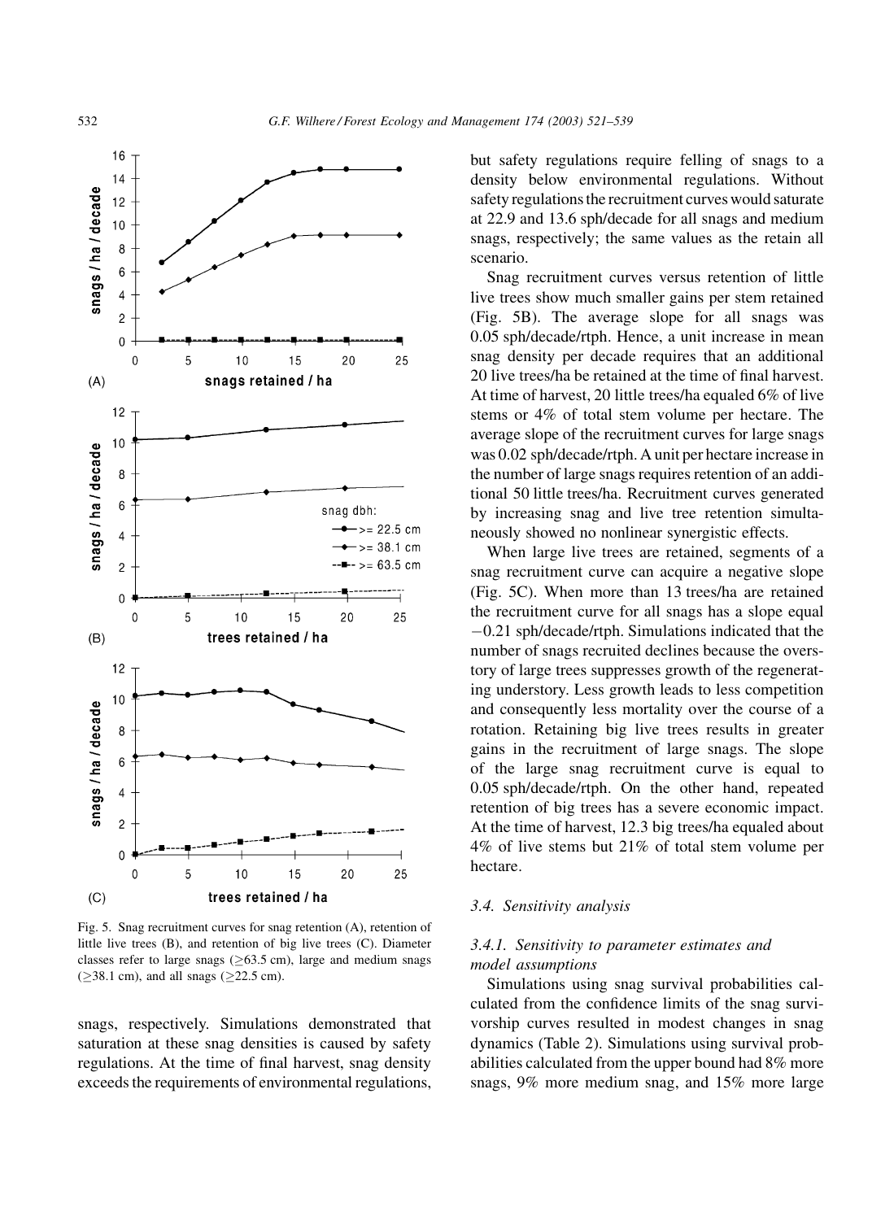Fig. 5. Snag recruitment curves for snag retention (A), retention of little live trees (B), and retention of big live trees (C). Diameter classes refer to large snags ($\geq$63.5 cm), large and medium snags ($\geq$38.1 cm), and all snags ($\geq$22.5 cm).

snags, respectively. Simulations demonstrated that saturation at these snag densities is caused by safety regulations. At the time of final harvest, snag density exceeds the requirements of environmental regulations, but safety regulations require felling of snags to a density below environmental regulations. Without safety regulations the recruitment curves would saturate at 22.9 and 13.6 sph/decade for all snags and medium snags, respectively; the same values as the retain all scenario.

Snag recruitment curves versus retention of little live trees show much smaller gains per stem retained (Fig. 5B). The average slope for all snags was 0.05 sph/decade/rtph. Hence, a unit increase in mean snag density per decade requires that an additional 20 live trees/ha be retained at the time of final harvest. At time of harvest, 20 little trees/ha equaled 6% of live stems or 4% of total stem volume per hectare. The average slope of the recruitment curves for large snags was 0.02 sph/decade/rtph. A unit per hectare increase in the number of large snags requires retention of an additional 50 little trees/ha. Recruitment curves generated by increasing snag and live tree retention simultaneously showed no nonlinear synergistic effects.

When large live trees are retained, segments of a snag recruitment curve can acquire a negative slope (Fig. 5C). When more than 13 trees/ha are retained the recruitment curve for all snags has a slope equal −0.21 sph/decade/rtph. Simulations indicated that the number of snags recruited declines because the overstory of large trees suppresses growth of the regenerating understory. Less growth leads to less competition and consequently less mortality over the course of a rotation. Retaining big live trees results in greater gains in the recruitment of large snags. The slope of the large snag recruitment curve is equal to 0.05 sph/decade/rtph. On the other hand, repeated retention of big trees has a severe economic impact. At the time of harvest, 12.3 big trees/ha equaled about 4% of live stems but 21% of total stem volume per hectare.

### 3.4. Sensitivity analysis

#### 3.4.1. Sensitivity to parameter estimates and model assumptions

Simulations using snag survival probabilities calculated from the confidence limits of the snag survivorship curves resulted in modest changes in snag dynamics (Table 2). Simulations using survival probabilities calculated from the upper bound had 8% more snags, 9% more medium snag, and 15% more large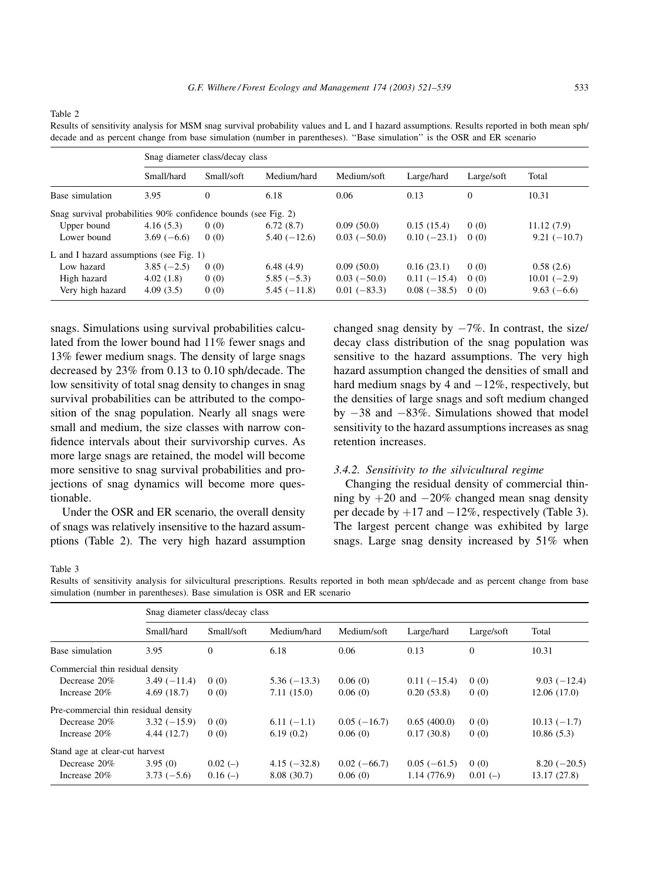Table 2

Results of sensitivity analysis for MSM snag survival probability values and L and I hazard assumptions. Results reported in both mean sph/decade and as percent change from base simulation (number in parentheses). "Base simulation" is the OSR and ER scenario

| | Snag diameter class/decay class | | | | | | |
|---|---|---|---|---|---|---|---|
| | Small/hard | Small/soft | Medium/hard | Medium/soft | Large/hard | Large/soft | Total |
| Base simulation | 3.95 | 0 | 6.18 | 0.06 | 0.13 | 0 | 10.31 |
| Snag survival probabilities 90% confidence bounds (see Fig. 2) | | | | | | | |
| Upper bound | 4.16 (5.3) | 0 (0) | 6.72 (8.7) | 0.09 (50.0) | 0.15 (15.4) | 0 (0) | 11.12 (7.9) |
| Lower bound | 3.69 (−6.6) | 0 (0) | 5.40 (−12.6) | 0.03 (−50.0) | 0.10 (−23.1) | 0 (0) | 9.21 (−10.7) |
| L and I hazard assumptions (see Fig. 1) | | | | | | | |
| Low hazard | 3.85 (−2.5) | 0 (0) | 6.48 (4.9) | 0.09 (50.0) | 0.16 (23.1) | 0 (0) | 0.58 (2.6) |
| High hazard | 4.02 (1.8) | 0 (0) | 5.85 (−5.3) | 0.03 (−50.0) | 0.11 (−15.4) | 0 (0) | 10.01 (−2.9) |
| Very high hazard | 4.09 (3.5) | 0 (0) | 5.45 (−11.8) | 0.01 (−83.3) | 0.08 (−38.5) | 0 (0) | 9.63 (−6.6) |

snags. Simulations using survival probabilities calculated from the lower bound had 11% fewer snags and 13% fewer medium snags. The density of large snags decreased by 23% from 0.13 to 0.10 sph/decade. The low sensitivity of total snag density to changes in snag survival probabilities can be attributed to the composition of the snag population. Nearly all snags were small and medium, the size classes with narrow confidence intervals about their survivorship curves. As more large snags are retained, the model will become more sensitive to snag survival probabilities and projections of snag dynamics will become more questionable.

Under the OSR and ER scenario, the overall density of snags was relatively insensitive to the hazard assumptions (Table 2). The very high hazard assumption changed snag density by −7%. In contrast, the size/decay class distribution of the snag population was sensitive to the hazard assumptions. The very high hazard assumption changed the densities of small and hard medium snags by 4 and −12%, respectively, but the densities of large snags and soft medium changed by −38 and −83%. Simulations showed that model sensitivity to the hazard assumptions increases as snag retention increases.

### 3.4.2. Sensitivity to the silvicultural regime

Changing the residual density of commercial thinning by +20 and −20% changed mean snag density per decade by +17 and −12%, respectively (Table 3). The largest percent change was exhibited by large snags. Large snag density increased by 51% when

Table 3

Results of sensitivity analysis for silvicultural prescriptions. Results reported in both mean sph/decade and as percent change from base simulation (number in parentheses). Base simulation is OSR and ER scenario

| | Snag diameter class/decay class | | | | | | |
|---|---|---|---|---|---|---|---|
| | Small/hard | Small/soft | Medium/hard | Medium/soft | Large/hard | Large/soft | Total |
| Base simulation | 3.95 | 0 | 6.18 | 0.06 | 0.13 | 0 | 10.31 |
| Commercial thin residual density | | | | | | | |
| Decrease 20% | 3.49 (−11.4) | 0 (0) | 5.36 (−13.3) | 0.06 (0) | 0.11 (−15.4) | 0 (0) | 9.03 (−12.4) |
| Increase 20% | 4.69 (18.7) | 0 (0) | 7.11 (15.0) | 0.06 (0) | 0.20 (53.8) | 0 (0) | 12.06 (17.0) |
| Pre-commercial thin residual density | | | | | | | |
| Decrease 20% | 3.32 (−15.9) | 0 (0) | 6.11 (−1.1) | 0.05 (−16.7) | 0.65 (400.0) | 0 (0) | 10.13 (−1.7) |
| Increase 20% | 4.44 (12.7) | 0 (0) | 6.19 (0.2) | 0.06 (0) | 0.17 (30.8) | 0 (0) | 10.86 (5.3) |
| Stand age at clear-cut harvest | | | | | | | |
| Decrease 20% | 3.95 (0) | 0.02 (–) | 4.15 (−32.8) | 0.02 (−66.7) | 0.05 (−61.5) | 0 (0) | 8.20 (−20.5) |
| Increase 20% | 3.73 (−5.6) | 0.16 (–) | 8.08 (30.7) | 0.06 (0) | 1.14 (776.9) | 0.01 (–) | 13.17 (27.8) |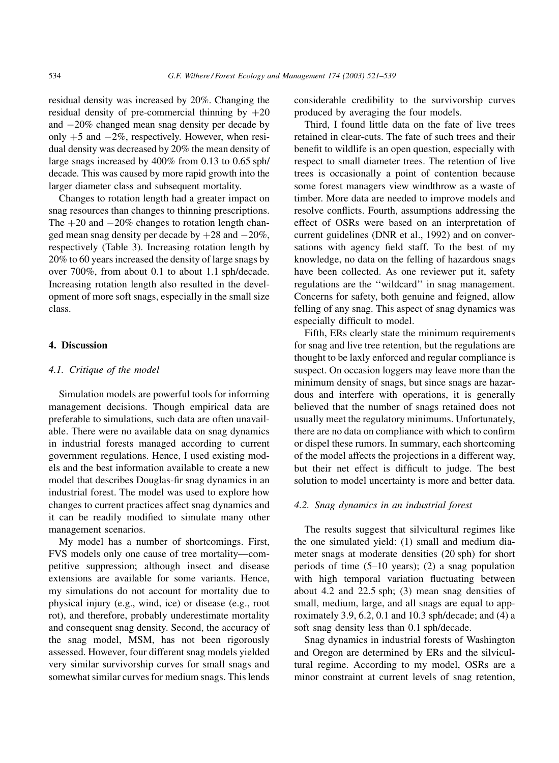residual density was increased by 20%. Changing the residual density of pre-commercial thinning by +20 and −20% changed mean snag density per decade by only +5 and −2%, respectively. However, when residual density was decreased by 20% the mean density of large snags increased by 400% from 0.13 to 0.65 sph/decade. This was caused by more rapid growth into the larger diameter class and subsequent mortality.

Changes to rotation length had a greater impact on snag resources than changes to thinning prescriptions. The +20 and −20% changes to rotation length changed mean snag density per decade by +28 and −20%, respectively (Table 3). Increasing rotation length by 20% to 60 years increased the density of large snags by over 700%, from about 0.1 to about 1.1 sph/decade. Increasing rotation length also resulted in the development of more soft snags, especially in the small size class.

## 4. Discussion

### 4.1. Critique of the model

Simulation models are powerful tools for informing management decisions. Though empirical data are preferable to simulations, such data are often unavailable. There were no available data on snag dynamics in industrial forests managed according to current government regulations. Hence, I used existing models and the best information available to create a new model that describes Douglas-fir snag dynamics in an industrial forest. The model was used to explore how changes to current practices affect snag dynamics and it can be readily modified to simulate many other management scenarios.

My model has a number of shortcomings. First, FVS models only one cause of tree mortality—competitive suppression; although insect and disease extensions are available for some variants. Hence, my simulations do not account for mortality due to physical injury (e.g., wind, ice) or disease (e.g., root rot), and therefore, probably underestimate mortality and consequent snag density. Second, the accuracy of the snag model, MSM, has not been rigorously assessed. However, four different snag models yielded very similar survivorship curves for small snags and somewhat similar curves for medium snags. This lends considerable credibility to the survivorship curves produced by averaging the four models.

Third, I found little data on the fate of live trees retained in clear-cuts. The fate of such trees and their benefit to wildlife is an open question, especially with respect to small diameter trees. The retention of live trees is occasionally a point of contention because some forest managers view windthrow as a waste of timber. More data are needed to improve models and resolve conflicts. Fourth, assumptions addressing the effect of OSRs were based on an interpretation of current guidelines (DNR et al., 1992) and on conversations with agency field staff. To the best of my knowledge, no data on the felling of hazardous snags have been collected. As one reviewer put it, safety regulations are the ''wildcard'' in snag management. Concerns for safety, both genuine and feigned, allow felling of any snag. This aspect of snag dynamics was especially difficult to model.

Fifth, ERs clearly state the minimum requirements for snag and live tree retention, but the regulations are thought to be laxly enforced and regular compliance is suspect. On occasion loggers may leave more than the minimum density of snags, but since snags are hazardous and interfere with operations, it is generally believed that the number of snags retained does not usually meet the regulatory minimums. Unfortunately, there are no data on compliance with which to confirm or dispel these rumors. In summary, each shortcoming of the model affects the projections in a different way, but their net effect is difficult to judge. The best solution to model uncertainty is more and better data.

### 4.2. Snag dynamics in an industrial forest

The results suggest that silvicultural regimes like the one simulated yield: (1) small and medium diameter snags at moderate densities (20 sph) for short periods of time (5–10 years); (2) a snag population with high temporal variation fluctuating between about 4.2 and 22.5 sph; (3) mean snag densities of small, medium, large, and all snags are equal to approximately 3.9, 6.2, 0.1 and 10.3 sph/decade; and (4) a soft snag density less than 0.1 sph/decade.

Snag dynamics in industrial forests of Washington and Oregon are determined by ERs and the silvicultural regime. According to my model, OSRs are a minor constraint at current levels of snag retention,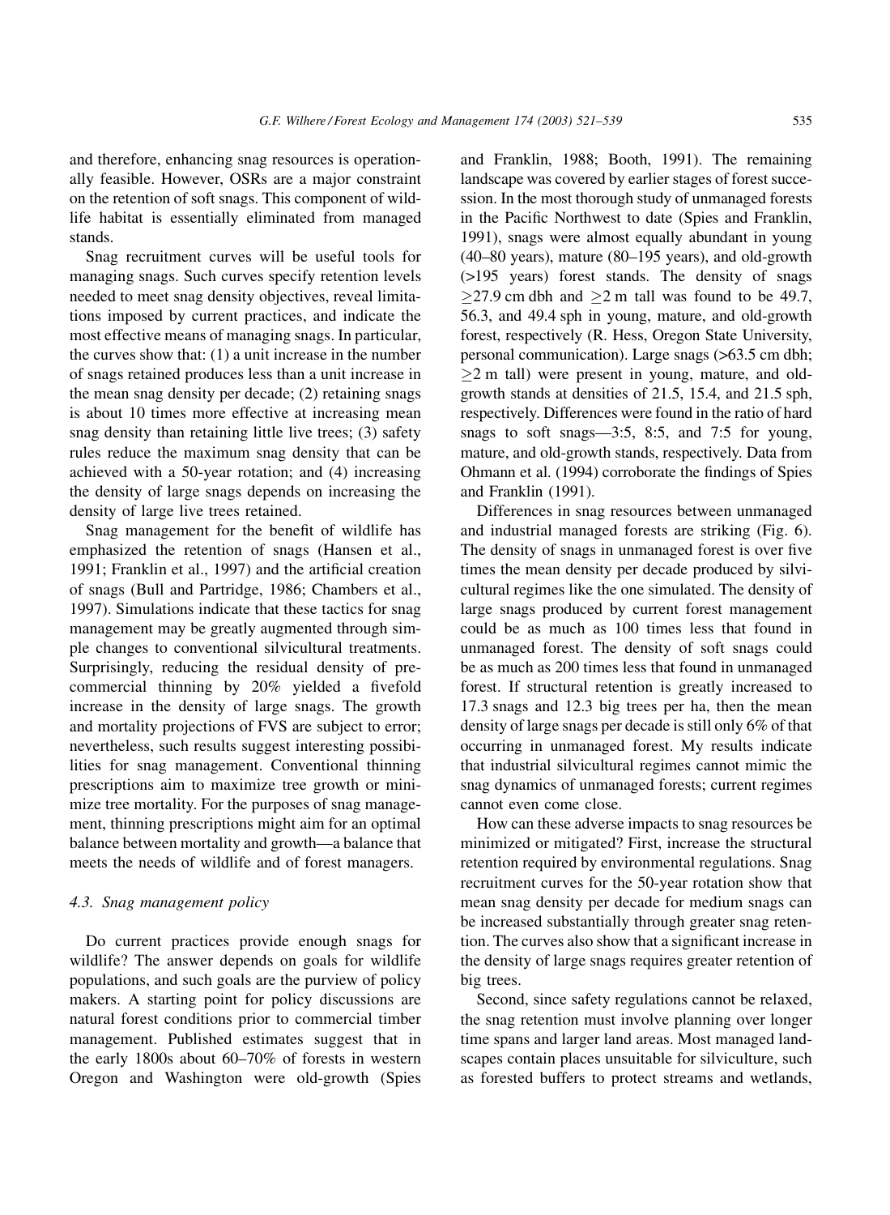and therefore, enhancing snag resources is operationally feasible. However, OSRs are a major constraint on the retention of soft snags. This component of wildlife habitat is essentially eliminated from managed stands.

Snag recruitment curves will be useful tools for managing snags. Such curves specify retention levels needed to meet snag density objectives, reveal limitations imposed by current practices, and indicate the most effective means of managing snags. In particular, the curves show that: (1) a unit increase in the number of snags retained produces less than a unit increase in the mean snag density per decade; (2) retaining snags is about 10 times more effective at increasing mean snag density than retaining little live trees; (3) safety rules reduce the maximum snag density that can be achieved with a 50-year rotation; and (4) increasing the density of large snags depends on increasing the density of large live trees retained.

Snag management for the benefit of wildlife has emphasized the retention of snags (Hansen et al., 1991; Franklin et al., 1997) and the artificial creation of snags (Bull and Partridge, 1986; Chambers et al., 1997). Simulations indicate that these tactics for snag management may be greatly augmented through simple changes to conventional silvicultural treatments. Surprisingly, reducing the residual density of precommercial thinning by 20% yielded a fivefold increase in the density of large snags. The growth and mortality projections of FVS are subject to error; nevertheless, such results suggest interesting possibilities for snag management. Conventional thinning prescriptions aim to maximize tree growth or minimize tree mortality. For the purposes of snag management, thinning prescriptions might aim for an optimal balance between mortality and growth—a balance that meets the needs of wildlife and of forest managers.

### 4.3. Snag management policy

Do current practices provide enough snags for wildlife? The answer depends on goals for wildlife populations, and such goals are the purview of policy makers. A starting point for policy discussions are natural forest conditions prior to commercial timber management. Published estimates suggest that in the early 1800s about 60–70% of forests in western Oregon and Washington were old-growth (Spies and Franklin, 1988; Booth, 1991). The remaining landscape was covered by earlier stages of forest succession. In the most thorough study of unmanaged forests in the Pacific Northwest to date (Spies and Franklin, 1991), snags were almost equally abundant in young (40–80 years), mature (80–195 years), and old-growth (>195 years) forest stands. The density of snags $\geq$27.9 cm dbh and $\geq$2 m tall was found to be 49.7, 56.3, and 49.4 sph in young, mature, and old-growth forest, respectively (R. Hess, Oregon State University, personal communication). Large snags (>63.5 cm dbh; $\geq$2 m tall) were present in young, mature, and old-growth stands at densities of 21.5, 15.4, and 21.5 sph, respectively. Differences were found in the ratio of hard snags to soft snags—3:5, 8:5, and 7:5 for young, mature, and old-growth stands, respectively. Data from Ohmann et al. (1994) corroborate the findings of Spies and Franklin (1991).

Differences in snag resources between unmanaged and industrial managed forests are striking (Fig. 6). The density of snags in unmanaged forest is over five times the mean density per decade produced by silvicultural regimes like the one simulated. The density of large snags produced by current forest management could be as much as 100 times less that found in unmanaged forest. The density of soft snags could be as much as 200 times less that found in unmanaged forest. If structural retention is greatly increased to 17.3 snags and 12.3 big trees per ha, then the mean density of large snags per decade is still only 6% of that occurring in unmanaged forest. My results indicate that industrial silvicultural regimes cannot mimic the snag dynamics of unmanaged forests; current regimes cannot even come close.

How can these adverse impacts to snag resources be minimized or mitigated? First, increase the structural retention required by environmental regulations. Snag recruitment curves for the 50-year rotation show that mean snag density per decade for medium snags can be increased substantially through greater snag retention. The curves also show that a significant increase in the density of large snags requires greater retention of big trees.

Second, since safety regulations cannot be relaxed, the snag retention must involve planning over longer time spans and larger land areas. Most managed landscapes contain places unsuitable for silviculture, such as forested buffers to protect streams and wetlands,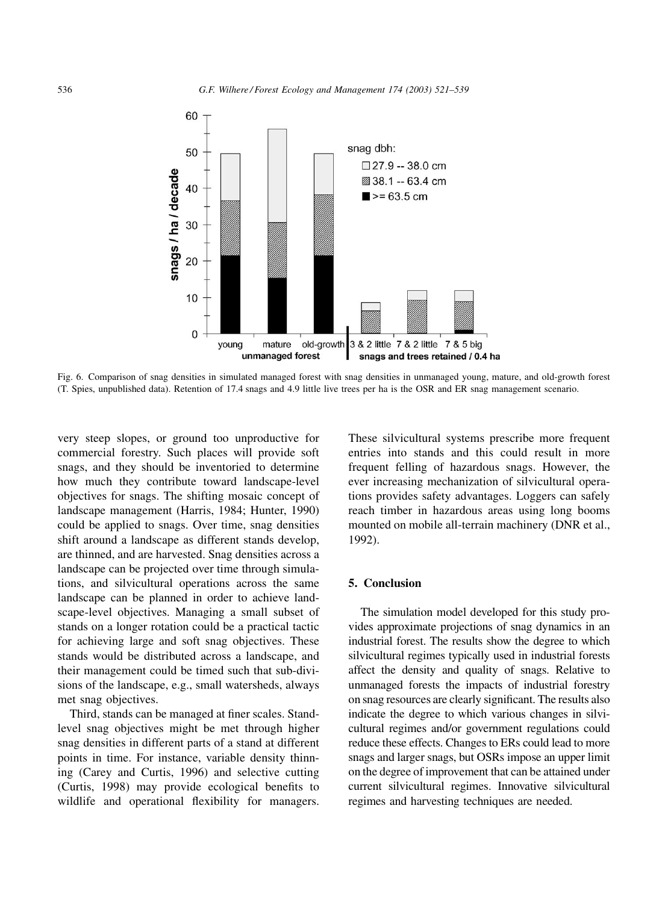Fig. 6. Comparison of snag densities in simulated managed forest with snag densities in unmanaged young, mature, and old-growth forest (T. Spies, unpublished data). Retention of 17.4 snags and 4.9 little live trees per ha is the OSR and ER snag management scenario.

very steep slopes, or ground too unproductive for commercial forestry. Such places will provide soft snags, and they should be inventoried to determine how much they contribute toward landscape-level objectives for snags. The shifting mosaic concept of landscape management (Harris, 1984; Hunter, 1990) could be applied to snags. Over time, snag densities shift around a landscape as different stands develop, are thinned, and are harvested. Snag densities across a landscape can be projected over time through simulations, and silvicultural operations across the same landscape can be planned in order to achieve landscape-level objectives. Managing a small subset of stands on a longer rotation could be a practical tactic for achieving large and soft snag objectives. These stands would be distributed across a landscape, and their management could be timed such that sub-divisions of the landscape, e.g., small watersheds, always met snag objectives.

Third, stands can be managed at finer scales. Stand-level snag objectives might be met through higher snag densities in different parts of a stand at different points in time. For instance, variable density thinning (Carey and Curtis, 1996) and selective cutting (Curtis, 1998) may provide ecological benefits to wildlife and operational flexibility for managers. These silvicultural systems prescribe more frequent entries into stands and this could result in more frequent felling of hazardous snags. However, the ever increasing mechanization of silvicultural operations provides safety advantages. Loggers can safely reach timber in hazardous areas using long booms mounted on mobile all-terrain machinery (DNR et al., 1992).

## 5. Conclusion

The simulation model developed for this study provides approximate projections of snag dynamics in an industrial forest. The results show the degree to which silvicultural regimes typically used in industrial forests affect the density and quality of snags. Relative to unmanaged forests the impacts of industrial forestry on snag resources are clearly significant. The results also indicate the degree to which various changes in silvicultural regimes and/or government regulations could reduce these effects. Changes to ERs could lead to more snags and larger snags, but OSRs impose an upper limit on the degree of improvement that can be attained under current silvicultural regimes. Innovative silvicultural regimes and harvesting techniques are needed.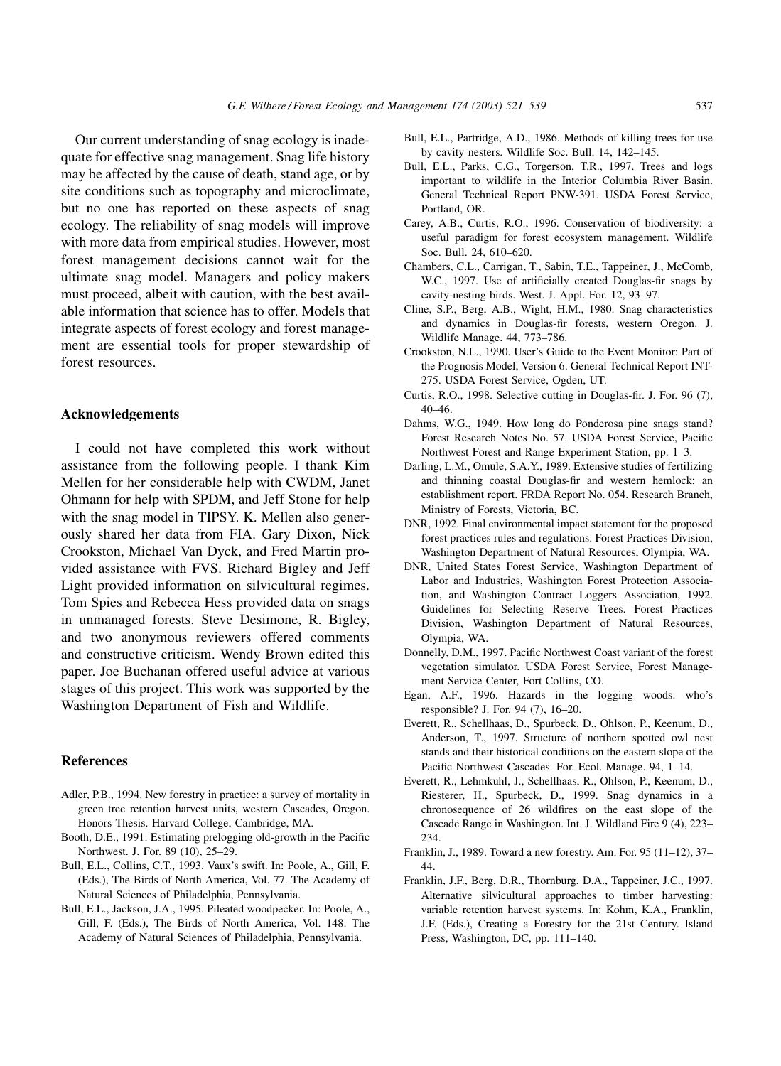Our current understanding of snag ecology is inadequate for effective snag management. Snag life history may be affected by the cause of death, stand age, or by site conditions such as topography and microclimate, but no one has reported on these aspects of snag ecology. The reliability of snag models will improve with more data from empirical studies. However, most forest management decisions cannot wait for the ultimate snag model. Managers and policy makers must proceed, albeit with caution, with the best available information that science has to offer. Models that integrate aspects of forest ecology and forest management are essential tools for proper stewardship of forest resources.

## Acknowledgements

I could not have completed this work without assistance from the following people. I thank Kim Mellen for her considerable help with CWDM, Janet Ohmann for help with SPDM, and Jeff Stone for help with the snag model in TIPSY. K. Mellen also generously shared her data from FIA. Gary Dixon, Nick Crookston, Michael Van Dyck, and Fred Martin provided assistance with FVS. Richard Bigley and Jeff Light provided information on silvicultural regimes. Tom Spies and Rebecca Hess provided data on snags in unmanaged forests. Steve Desimone, R. Bigley, and two anonymous reviewers offered comments and constructive criticism. Wendy Brown edited this paper. Joe Buchanan offered useful advice at various stages of this project. This work was supported by the Washington Department of Fish and Wildlife.

## References

Adler, P.B., 1994. New forestry in practice: a survey of mortality in green tree retention harvest units, western Cascades, Oregon. Honors Thesis. Harvard College, Cambridge, MA.

Booth, D.E., 1991. Estimating prelogging old-growth in the Pacific Northwest. J. For. 89 (10), 25–29.

Bull, E.L., Collins, C.T., 1993. Vaux's swift. In: Poole, A., Gill, F. (Eds.), The Birds of North America, Vol. 77. The Academy of Natural Sciences of Philadelphia, Pennsylvania.

Bull, E.L., Jackson, J.A., 1995. Pileated woodpecker. In: Poole, A., Gill, F. (Eds.), The Birds of North America, Vol. 148. The Academy of Natural Sciences of Philadelphia, Pennsylvania.

Bull, E.L., Partridge, A.D., 1986. Methods of killing trees for use by cavity nesters. Wildlife Soc. Bull. 14, 142–145.

Bull, E.L., Parks, C.G., Torgerson, T.R., 1997. Trees and logs important to wildlife in the Interior Columbia River Basin. General Technical Report PNW-391. USDA Forest Service, Portland, OR.

Carey, A.B., Curtis, R.O., 1996. Conservation of biodiversity: a useful paradigm for forest ecosystem management. Wildlife Soc. Bull. 24, 610–620.

Chambers, C.L., Carrigan, T., Sabin, T.E., Tappeiner, J., McComb, W.C., 1997. Use of artificially created Douglas-fir snags by cavity-nesting birds. West. J. Appl. For. 12, 93–97.

Cline, S.P., Berg, A.B., Wight, H.M., 1980. Snag characteristics and dynamics in Douglas-fir forests, western Oregon. J. Wildlife Manage. 44, 773–786.

Crookston, N.L., 1990. User's Guide to the Event Monitor: Part of the Prognosis Model, Version 6. General Technical Report INT-275. USDA Forest Service, Ogden, UT.

Curtis, R.O., 1998. Selective cutting in Douglas-fir. J. For. 96 (7), 40–46.

Dahms, W.G., 1949. How long do Ponderosa pine snags stand? Forest Research Notes No. 57. USDA Forest Service, Pacific Northwest Forest and Range Experiment Station, pp. 1–3.

Darling, L.M., Omule, S.A.Y., 1989. Extensive studies of fertilizing and thinning coastal Douglas-fir and western hemlock: an establishment report. FRDA Report No. 054. Research Branch, Ministry of Forests, Victoria, BC.

DNR, 1992. Final environmental impact statement for the proposed forest practices rules and regulations. Forest Practices Division, Washington Department of Natural Resources, Olympia, WA.

DNR, United States Forest Service, Washington Department of Labor and Industries, Washington Forest Protection Association, and Washington Contract Loggers Association, 1992. Guidelines for Selecting Reserve Trees. Forest Practices Division, Washington Department of Natural Resources, Olympia, WA.

Donnelly, D.M., 1997. Pacific Northwest Coast variant of the forest vegetation simulator. USDA Forest Service, Forest Management Service Center, Fort Collins, CO.

Egan, A.F., 1996. Hazards in the logging woods: who's responsible? J. For. 94 (7), 16–20.

Everett, R., Schellhaas, D., Spurbeck, D., Ohlson, P., Keenum, D., Anderson, T., 1997. Structure of northern spotted owl nest stands and their historical conditions on the eastern slope of the Pacific Northwest Cascades. For. Ecol. Manage. 94, 1–14.

Everett, R., Lehmkuhl, J., Schellhaas, R., Ohlson, P., Keenum, D., Riesterer, H., Spurbeck, D., 1999. Snag dynamics in a chronosequence of 26 wildfires on the east slope of the Cascade Range in Washington. Int. J. Wildland Fire 9 (4), 223–234.

Franklin, J., 1989. Toward a new forestry. Am. For. 95 (11–12), 37–44.

Franklin, J.F., Berg, D.R., Thornburg, D.A., Tappeiner, J.C., 1997. Alternative silvicultural approaches to timber harvesting: variable retention harvest systems. In: Kohm, K.A., Franklin, J.F. (Eds.), Creating a Forestry for the 21st Century. Island Press, Washington, DC, pp. 111–140.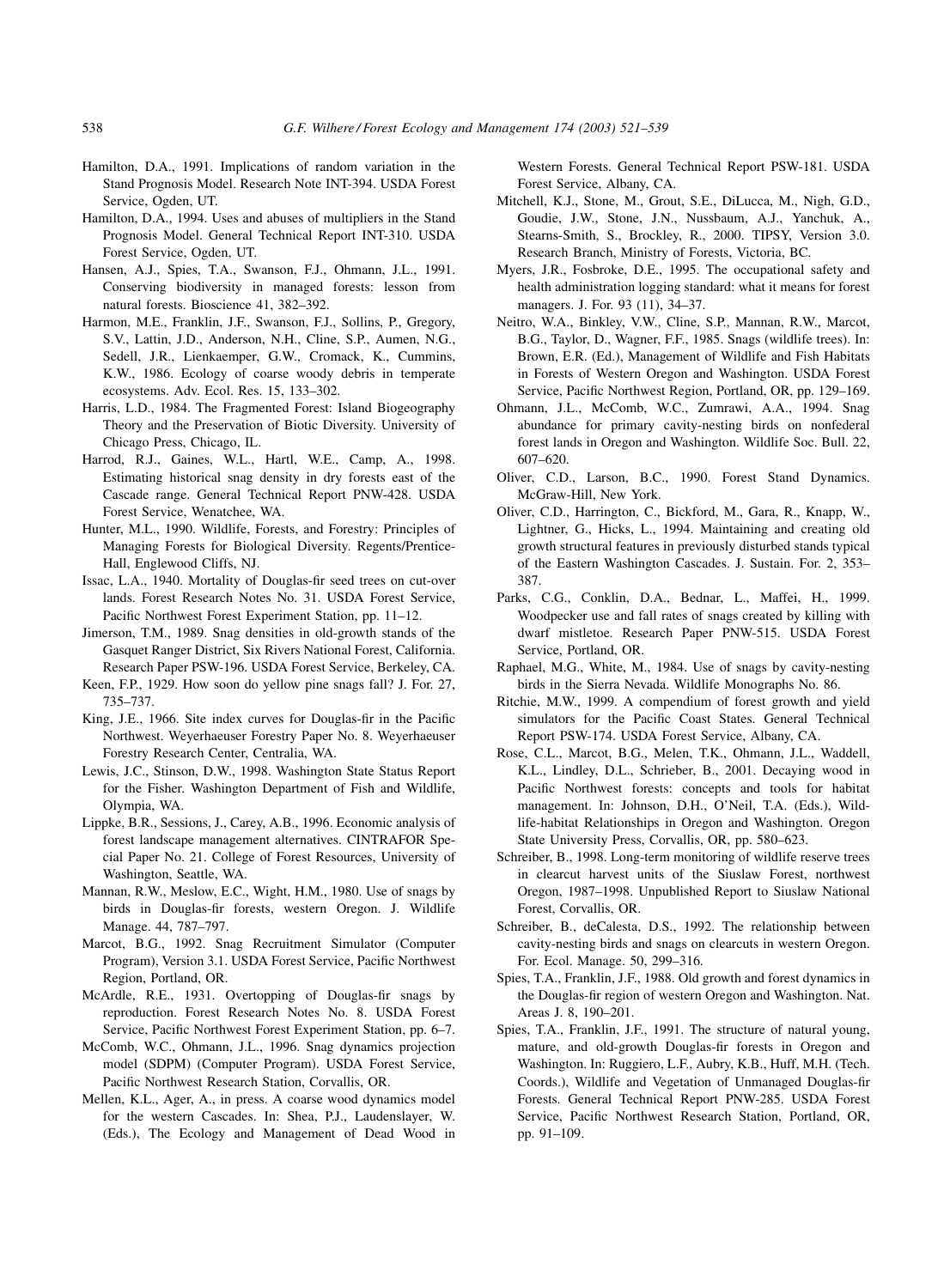Hamilton, D.A., 1991. Implications of random variation in the Stand Prognosis Model. Research Note INT-394. USDA Forest Service, Ogden, UT.

Hamilton, D.A., 1994. Uses and abuses of multipliers in the Stand Prognosis Model. General Technical Report INT-310. USDA Forest Service, Ogden, UT.

Hansen, A.J., Spies, T.A., Swanson, F.J., Ohmann, J.L., 1991. Conserving biodiversity in managed forests: lesson from natural forests. Bioscience 41, 382–392.

Harmon, M.E., Franklin, J.F., Swanson, F.J., Sollins, P., Gregory, S.V., Lattin, J.D., Anderson, N.H., Cline, S.P., Aumen, N.G., Sedell, J.R., Lienkaemper, G.W., Cromack, K., Cummins, K.W., 1986. Ecology of coarse woody debris in temperate ecosystems. Adv. Ecol. Res. 15, 133–302.

Harris, L.D., 1984. The Fragmented Forest: Island Biogeography Theory and the Preservation of Biotic Diversity. University of Chicago Press, Chicago, IL.

Harrod, R.J., Gaines, W.L., Hartl, W.E., Camp, A., 1998. Estimating historical snag density in dry forests east of the Cascade range. General Technical Report PNW-428. USDA Forest Service, Wenatchee, WA.

Hunter, M.L., 1990. Wildlife, Forests, and Forestry: Principles of Managing Forests for Biological Diversity. Regents/Prentice-Hall, Englewood Cliffs, NJ.

Issac, L.A., 1940. Mortality of Douglas-fir seed trees on cut-over lands. Forest Research Notes No. 31. USDA Forest Service, Pacific Northwest Forest Experiment Station, pp. 11–12.

Jimerson, T.M., 1989. Snag densities in old-growth stands of the Gasquet Ranger District, Six Rivers National Forest, California. Research Paper PSW-196. USDA Forest Service, Berkeley, CA.

Keen, F.P., 1929. How soon do yellow pine snags fall? J. For. 27, 735–737.

King, J.E., 1966. Site index curves for Douglas-fir in the Pacific Northwest. Weyerhaeuser Forestry Paper No. 8. Weyerhaeuser Forestry Research Center, Centralia, WA.

Lewis, J.C., Stinson, D.W., 1998. Washington State Status Report for the Fisher. Washington Department of Fish and Wildlife, Olympia, WA.

Lippke, B.R., Sessions, J., Carey, A.B., 1996. Economic analysis of forest landscape management alternatives. CINTRAFOR Special Paper No. 21. College of Forest Resources, University of Washington, Seattle, WA.

Mannan, R.W., Meslow, E.C., Wight, H.M., 1980. Use of snags by birds in Douglas-fir forests, western Oregon. J. Wildlife Manage. 44, 787–797.

Marcot, B.G., 1992. Snag Recruitment Simulator (Computer Program), Version 3.1. USDA Forest Service, Pacific Northwest Region, Portland, OR.

McArdle, R.E., 1931. Overtopping of Douglas-fir snags by reproduction. Forest Research Notes No. 8. USDA Forest Service, Pacific Northwest Forest Experiment Station, pp. 6–7.

McComb, W.C., Ohmann, J.L., 1996. Snag dynamics projection model (SDPM) (Computer Program). USDA Forest Service, Pacific Northwest Research Station, Corvallis, OR.

Mellen, K.L., Ager, A., in press. A coarse wood dynamics model for the western Cascades. In: Shea, P.J., Laudenslayer, W. (Eds.), The Ecology and Management of Dead Wood in Western Forests. General Technical Report PSW-181. USDA Forest Service, Albany, CA.

Mitchell, K.J., Stone, M., Grout, S.E., DiLucca, M., Nigh, G.D., Goudie, J.W., Stone, J.N., Nussbaum, A.J., Yanchuk, A., Stearns-Smith, S., Brockley, R., 2000. TIPSY, Version 3.0. Research Branch, Ministry of Forests, Victoria, BC.

Myers, J.R., Fosbroke, D.E., 1995. The occupational safety and health administration logging standard: what it means for forest managers. J. For. 93 (11), 34–37.

Neitro, W.A., Binkley, V.W., Cline, S.P., Mannan, R.W., Marcot, B.G., Taylor, D., Wagner, F.F., 1985. Snags (wildlife trees). In: Brown, E.R. (Ed.), Management of Wildlife and Fish Habitats in Forests of Western Oregon and Washington. USDA Forest Service, Pacific Northwest Region, Portland, OR, pp. 129–169.

Ohmann, J.L., McComb, W.C., Zumrawi, A.A., 1994. Snag abundance for primary cavity-nesting birds on nonfederal forest lands in Oregon and Washington. Wildlife Soc. Bull. 22, 607–620.

Oliver, C.D., Larson, B.C., 1990. Forest Stand Dynamics. McGraw-Hill, New York.

Oliver, C.D., Harrington, C., Bickford, M., Gara, R., Knapp, W., Lightner, G., Hicks, L., 1994. Maintaining and creating old growth structural features in previously disturbed stands typical of the Eastern Washington Cascades. J. Sustain. For. 2, 353–387.

Parks, C.G., Conklin, D.A., Bednar, L., Maffei, H., 1999. Woodpecker use and fall rates of snags created by killing with dwarf mistletoe. Research Paper PNW-515. USDA Forest Service, Portland, OR.

Raphael, M.G., White, M., 1984. Use of snags by cavity-nesting birds in the Sierra Nevada. Wildlife Monographs No. 86.

Ritchie, M.W., 1999. A compendium of forest growth and yield simulators for the Pacific Coast States. General Technical Report PSW-174. USDA Forest Service, Albany, CA.

Rose, C.L., Marcot, B.G., Melen, T.K., Ohmann, J.L., Waddell, K.L., Lindley, D.L., Schrieber, B., 2001. Decaying wood in Pacific Northwest forests: concepts and tools for habitat management. In: Johnson, D.H., O'Neil, T.A. (Eds.), Wildlife-habitat Relationships in Oregon and Washington. Oregon State University Press, Corvallis, OR, pp. 580–623.

Schreiber, B., 1998. Long-term monitoring of wildlife reserve trees in clearcut harvest units of the Siuslaw Forest, northwest Oregon, 1987–1998. Unpublished Report to Siuslaw National Forest, Corvallis, OR.

Schreiber, B., deCalesta, D.S., 1992. The relationship between cavity-nesting birds and snags on clearcuts in western Oregon. For. Ecol. Manage. 50, 299–316.

Spies, T.A., Franklin, J.F., 1988. Old growth and forest dynamics in the Douglas-fir region of western Oregon and Washington. Nat. Areas J. 8, 190–201.

Spies, T.A., Franklin, J.F., 1991. The structure of natural young, mature, and old-growth Douglas-fir forests in Oregon and Washington. In: Ruggiero, L.F., Aubry, K.B., Huff, M.H. (Tech. Coords.), Wildlife and Vegetation of Unmanaged Douglas-fir Forests. General Technical Report PNW-285. USDA Forest Service, Pacific Northwest Research Station, Portland, OR, pp. 91–109.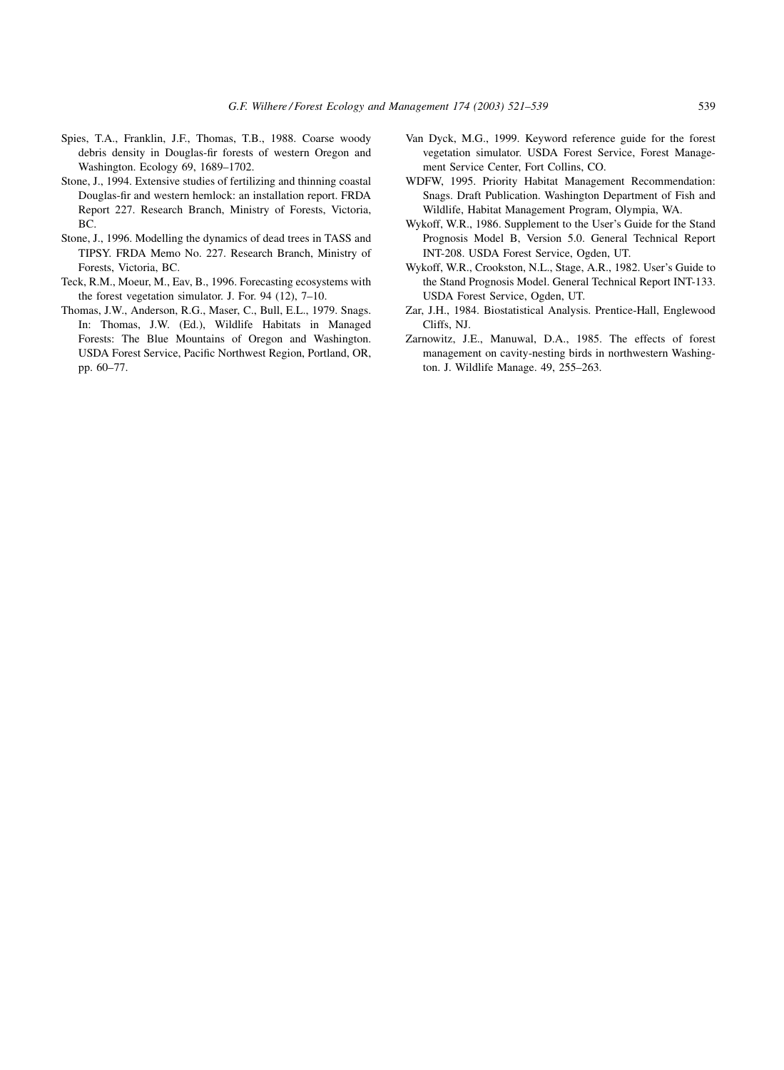Spies, T.A., Franklin, J.F., Thomas, T.B., 1988. Coarse woody debris density in Douglas-fir forests of western Oregon and Washington. Ecology 69, 1689–1702.

Stone, J., 1994. Extensive studies of fertilizing and thinning coastal Douglas-fir and western hemlock: an installation report. FRDA Report 227. Research Branch, Ministry of Forests, Victoria, BC.

Stone, J., 1996. Modelling the dynamics of dead trees in TASS and TIPSY. FRDA Memo No. 227. Research Branch, Ministry of Forests, Victoria, BC.

Teck, R.M., Moeur, M., Eav, B., 1996. Forecasting ecosystems with the forest vegetation simulator. J. For. 94 (12), 7–10.

Thomas, J.W., Anderson, R.G., Maser, C., Bull, E.L., 1979. Snags. In: Thomas, J.W. (Ed.), Wildlife Habitats in Managed Forests: The Blue Mountains of Oregon and Washington. USDA Forest Service, Pacific Northwest Region, Portland, OR, pp. 60–77.

Van Dyck, M.G., 1999. Keyword reference guide for the forest vegetation simulator. USDA Forest Service, Forest Management Service Center, Fort Collins, CO.

WDFW, 1995. Priority Habitat Management Recommendation: Snags. Draft Publication. Washington Department of Fish and Wildlife, Habitat Management Program, Olympia, WA.

Wykoff, W.R., 1986. Supplement to the User's Guide for the Stand Prognosis Model B, Version 5.0. General Technical Report INT-208. USDA Forest Service, Ogden, UT.

Wykoff, W.R., Crookston, N.L., Stage, A.R., 1982. User's Guide to the Stand Prognosis Model. General Technical Report INT-133. USDA Forest Service, Ogden, UT.

Zar, J.H., 1984. Biostatistical Analysis. Prentice-Hall, Englewood Cliffs, NJ.

Zarnowitz, J.E., Manuwal, D.A., 1985. The effects of forest management on cavity-nesting birds in northwestern Washington. J. Wildlife Manage. 49, 255–263.